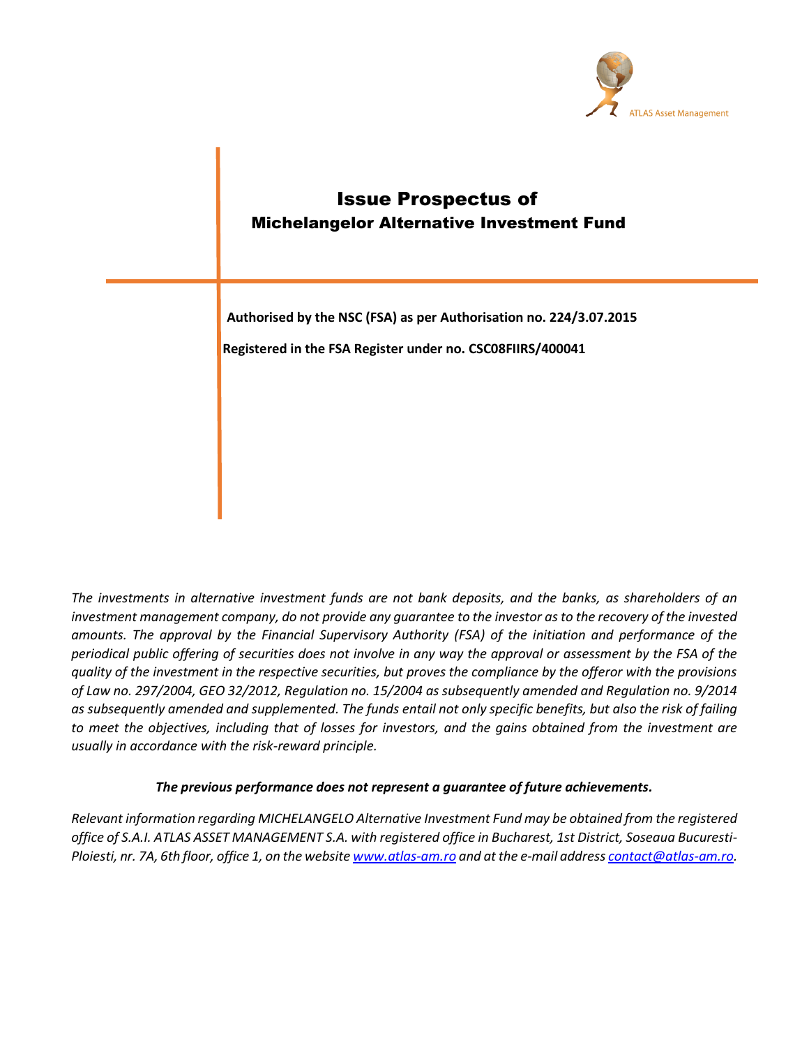ATLAS Asset Management

# Issue Prospectus of
## Michelangelor Alternative Investment Fund

**Authorised by the NSC (FSA) as per Authorisation no. 224/3.07.2015**

**Registered in the FSA Register under no. CSC08FIIRS/400041**

*The investments in alternative investment funds are not bank deposits, and the banks, as shareholders of an investment management company, do not provide any guarantee to the investor as to the recovery of the invested amounts. The approval by the Financial Supervisory Authority (FSA) of the initiation and performance of the periodical public offering of securities does not involve in any way the approval or assessment by the FSA of the quality of the investment in the respective securities, but proves the compliance by the offeror with the provisions of Law no. 297/2004, GEO 32/2012, Regulation no. 15/2004 as subsequently amended and Regulation no. 9/2014 as subsequently amended and supplemented. The funds entail not only specific benefits, but also the risk of failing to meet the objectives, including that of losses for investors, and the gains obtained from the investment are usually in accordance with the risk-reward principle.*

***The previous performance does not represent a guarantee of future achievements.***

*Relevant information regarding MICHELANGELO Alternative Investment Fund may be obtained from the registered office of S.A.I. ATLAS ASSET MANAGEMENT S.A. with registered office in Bucharest, 1st District, Soseaua Bucuresti-Ploiesti, nr. 7A, 6th floor, office 1, on the website www.atlas-am.ro and at the e-mail address contact@atlas-am.ro.*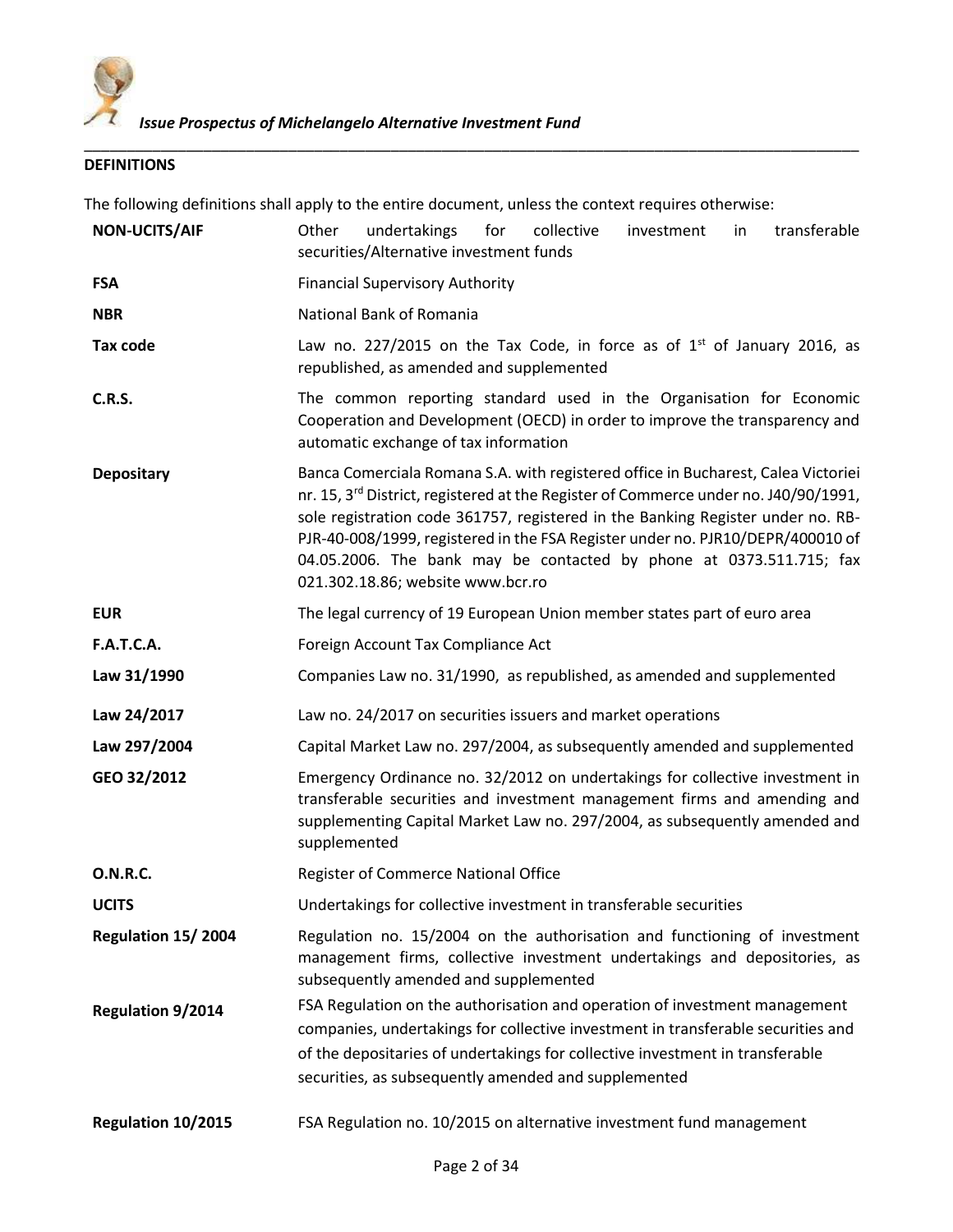## DEFINITIONS

The following definitions shall apply to the entire document, unless the context requires otherwise:

| | |
|---|---|
| **NON-UCITS/AIF** | Other undertakings for collective investment in transferable securities/Alternative investment funds |
| **FSA** | Financial Supervisory Authority |
| **NBR** | National Bank of Romania |
| **Tax code** | Law no. 227/2015 on the Tax Code, in force as of 1st of January 2016, as republished, as amended and supplemented |
| **C.R.S.** | The common reporting standard used in the Organisation for Economic Cooperation and Development (OECD) in order to improve the transparency and automatic exchange of tax information |
| **Depositary** | Banca Comerciala Romana S.A. with registered office in Bucharest, Calea Victoriei nr. 15, 3rd District, registered at the Register of Commerce under no. J40/90/1991, sole registration code 361757, registered in the Banking Register under no. RB-PJR-40-008/1999, registered in the FSA Register under no. PJR10/DEPR/400010 of 04.05.2006. The bank may be contacted by phone at 0373.511.715; fax 021.302.18.86; website www.bcr.ro |
| **EUR** | The legal currency of 19 European Union member states part of euro area |
| **F.A.T.C.A.** | Foreign Account Tax Compliance Act |
| **Law 31/1990** | Companies Law no. 31/1990, as republished, as amended and supplemented |
| **Law 24/2017** | Law no. 24/2017 on securities issuers and market operations |
| **Law 297/2004** | Capital Market Law no. 297/2004, as subsequently amended and supplemented |
| **GEO 32/2012** | Emergency Ordinance no. 32/2012 on undertakings for collective investment in transferable securities and investment management firms and amending and supplementing Capital Market Law no. 297/2004, as subsequently amended and supplemented |
| **O.N.R.C.** | Register of Commerce National Office |
| **UCITS** | Undertakings for collective investment in transferable securities |
| **Regulation 15/ 2004** | Regulation no. 15/2004 on the authorisation and functioning of investment management firms, collective investment undertakings and depositories, as subsequently amended and supplemented |
| **Regulation 9/2014** | FSA Regulation on the authorisation and operation of investment management companies, undertakings for collective investment in transferable securities and of the depositaries of undertakings for collective investment in transferable securities, as subsequently amended and supplemented |
| **Regulation 10/2015** | FSA Regulation no. 10/2015 on alternative investment fund management |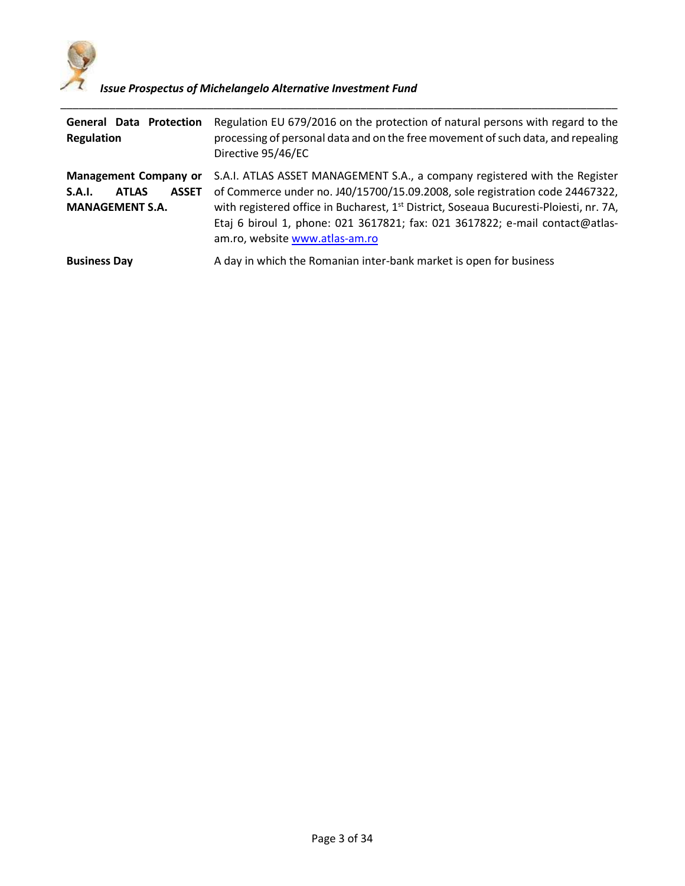| | |
|---|---|
| **General Data Protection Regulation** | Regulation EU 679/2016 on the protection of natural persons with regard to the processing of personal data and on the free movement of such data, and repealing Directive 95/46/EC |
| **Management Company or S.A.I. ATLAS ASSET MANAGEMENT S.A.** | S.A.I. ATLAS ASSET MANAGEMENT S.A., a company registered with the Register of Commerce under no. J40/15700/15.09.2008, sole registration code 24467322, with registered office in Bucharest, 1st District, Soseaua Bucuresti-Ploiesti, nr. 7A, Etaj 6 biroul 1, phone: 021 3617821; fax: 021 3617822; e-mail contact@atlas-am.ro, website www.atlas-am.ro |
| **Business Day** | A day in which the Romanian inter-bank market is open for business |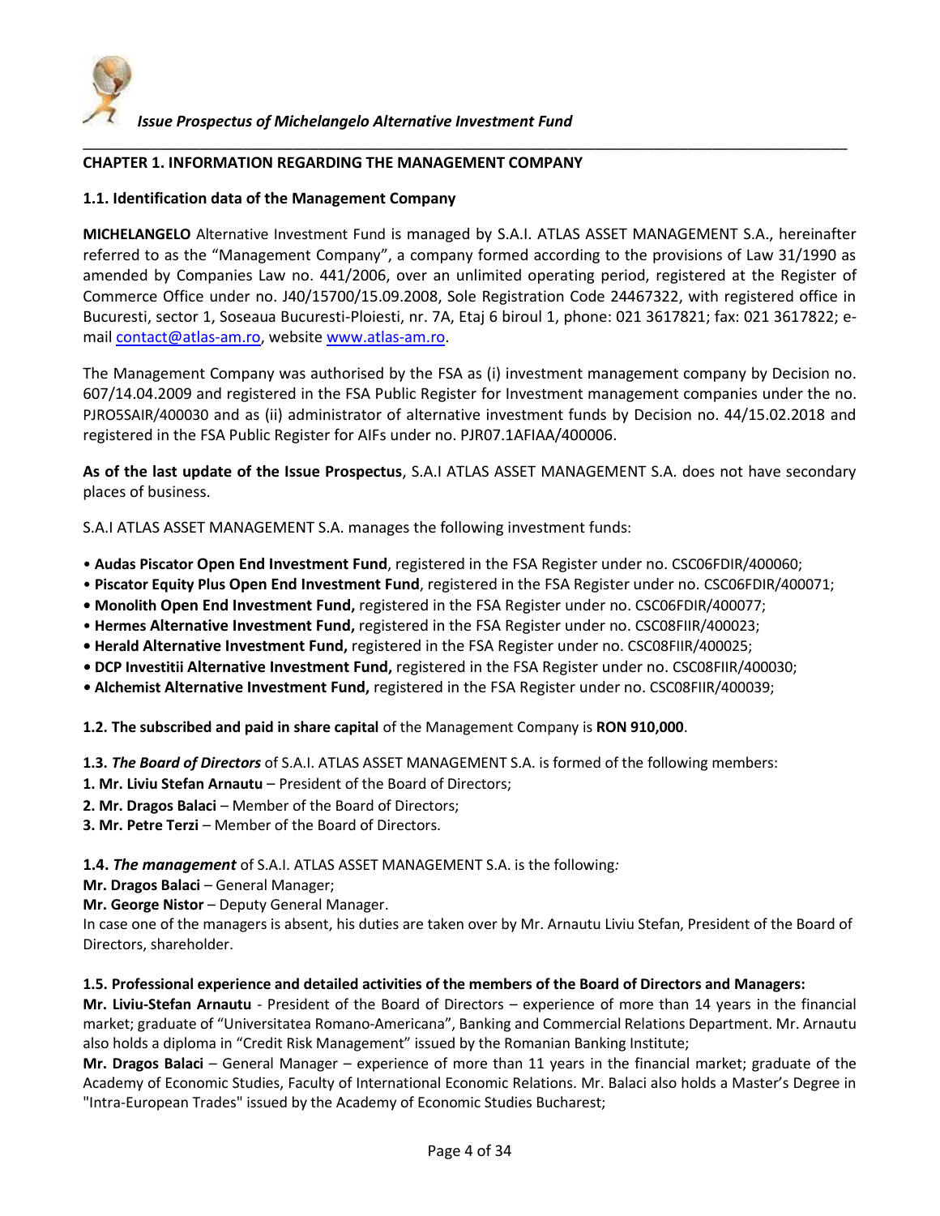## CHAPTER 1. INFORMATION REGARDING THE MANAGEMENT COMPANY

### 1.1. Identification data of the Management Company

**MICHELANGELO** Alternative Investment Fund is managed by S.A.I. ATLAS ASSET MANAGEMENT S.A., hereinafter referred to as the "Management Company", a company formed according to the provisions of Law 31/1990 as amended by Companies Law no. 441/2006, over an unlimited operating period, registered at the Register of Commerce Office under no. J40/15700/15.09.2008, Sole Registration Code 24467322, with registered office in Bucuresti, sector 1, Soseaua Bucuresti-Ploiesti, nr. 7A, Etaj 6 biroul 1, phone: 021 3617821; fax: 021 3617822; e-mail contact@atlas-am.ro, website www.atlas-am.ro.

The Management Company was authorised by the FSA as (i) investment management company by Decision no. 607/14.04.2009 and registered in the FSA Public Register for Investment management companies under the no. PJRO5SAIR/400030 and as (ii) administrator of alternative investment funds by Decision no. 44/15.02.2018 and registered in the FSA Public Register for AIFs under no. PJR07.1AFIAA/400006.

**As of the last update of the Issue Prospectus**, S.A.I ATLAS ASSET MANAGEMENT S.A. does not have secondary places of business.

S.A.I ATLAS ASSET MANAGEMENT S.A. manages the following investment funds:

- **Audas Piscator Open End Investment Fund**, registered in the FSA Register under no. CSC06FDIR/400060;
- **Piscator Equity Plus Open End Investment Fund**, registered in the FSA Register under no. CSC06FDIR/400071;
- **Monolith Open End Investment Fund,** registered in the FSA Register under no. CSC06FDIR/400077;
- **Hermes Alternative Investment Fund,** registered in the FSA Register under no. CSC08FIIR/400023;
- **Herald Alternative Investment Fund,** registered in the FSA Register under no. CSC08FIIR/400025;
- **DCP Investitii Alternative Investment Fund,** registered in the FSA Register under no. CSC08FIIR/400030;
- **Alchemist Alternative Investment Fund,** registered in the FSA Register under no. CSC08FIIR/400039;

**1.2. The subscribed and paid in share capital** of the Management Company is **RON 910,000**.

**1.3.** ***The Board of Directors*** of S.A.I. ATLAS ASSET MANAGEMENT S.A. is formed of the following members:

1. **Mr. Liviu Stefan Arnautu** – President of the Board of Directors;
2. **Mr. Dragos Balaci** – Member of the Board of Directors;
3. **Mr. Petre Terzi** – Member of the Board of Directors.

**1.4.** ***The management*** of S.A.I. ATLAS ASSET MANAGEMENT S.A. is the following*:*

**Mr. Dragos Balaci** – General Manager;
**Mr. George Nistor** – Deputy General Manager.
In case one of the managers is absent, his duties are taken over by Mr. Arnautu Liviu Stefan, President of the Board of Directors, shareholder.

**1.5. Professional experience and detailed activities of the members of the Board of Directors and Managers:**

**Mr. Liviu-Stefan Arnautu** - President of the Board of Directors – experience of more than 14 years in the financial market; graduate of "Universitatea Romano-Americana", Banking and Commercial Relations Department. Mr. Arnautu also holds a diploma in "Credit Risk Management" issued by the Romanian Banking Institute;

**Mr. Dragos Balaci** – General Manager – experience of more than 11 years in the financial market; graduate of the Academy of Economic Studies, Faculty of International Economic Relations. Mr. Balaci also holds a Master's Degree in "Intra-European Trades" issued by the Academy of Economic Studies Bucharest;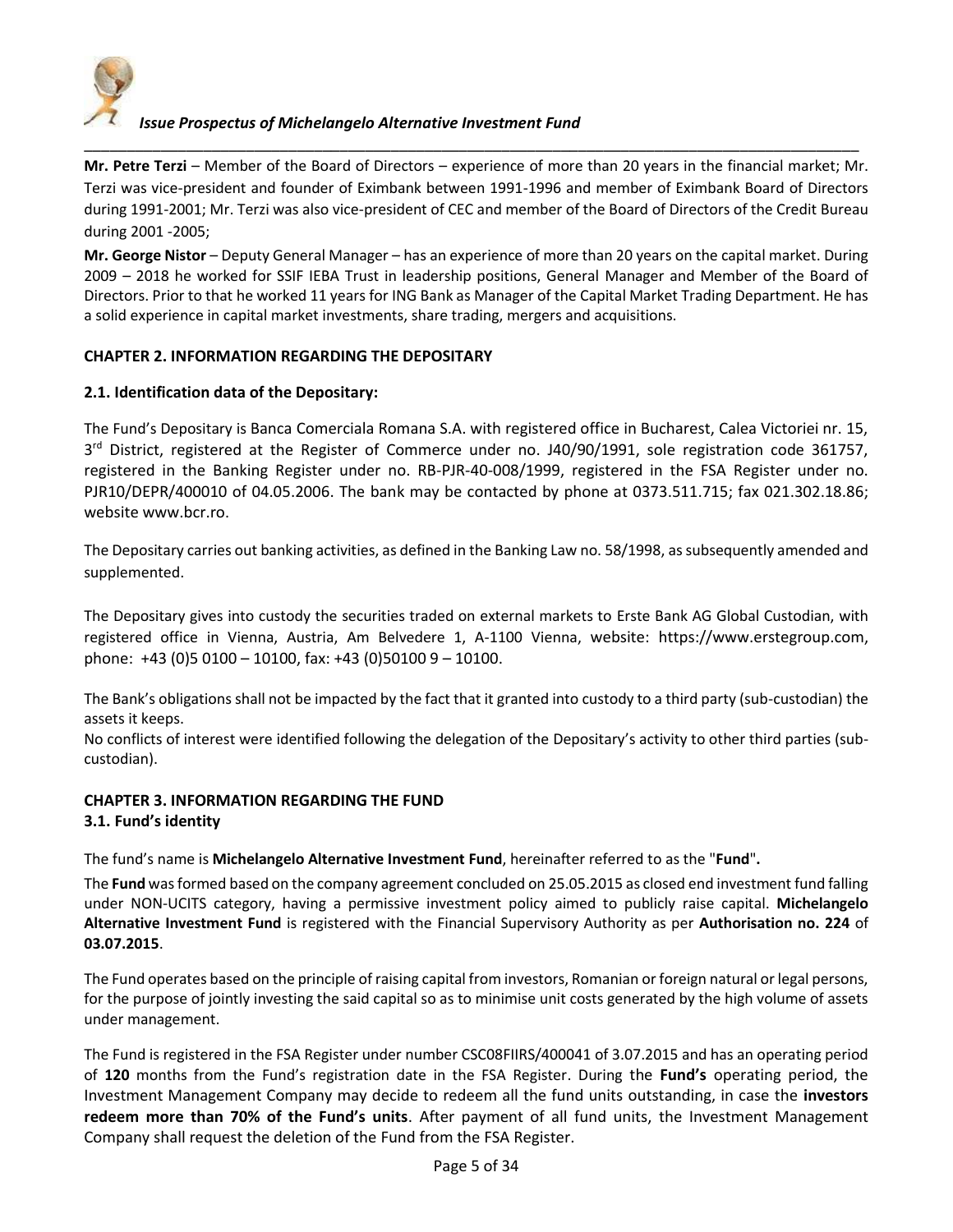**Mr. Petre Terzi** – Member of the Board of Directors – experience of more than 20 years in the financial market; Mr. Terzi was vice-president and founder of Eximbank between 1991-1996 and member of Eximbank Board of Directors during 1991-2001; Mr. Terzi was also vice-president of CEC and member of the Board of Directors of the Credit Bureau during 2001 -2005;

**Mr. George Nistor** – Deputy General Manager – has an experience of more than 20 years on the capital market. During 2009 – 2018 he worked for SSIF IEBA Trust in leadership positions, General Manager and Member of the Board of Directors. Prior to that he worked 11 years for ING Bank as Manager of the Capital Market Trading Department. He has a solid experience in capital market investments, share trading, mergers and acquisitions.

## CHAPTER 2. INFORMATION REGARDING THE DEPOSITARY

### 2.1. Identification data of the Depositary:

The Fund's Depositary is Banca Comerciala Romana S.A. with registered office in Bucharest, Calea Victoriei nr. 15, 3rd District, registered at the Register of Commerce under no. J40/90/1991, sole registration code 361757, registered in the Banking Register under no. RB-PJR-40-008/1999, registered in the FSA Register under no. PJR10/DEPR/400010 of 04.05.2006. The bank may be contacted by phone at 0373.511.715; fax 021.302.18.86; website www.bcr.ro.

The Depositary carries out banking activities, as defined in the Banking Law no. 58/1998, as subsequently amended and supplemented.

The Depositary gives into custody the securities traded on external markets to Erste Bank AG Global Custodian, with registered office in Vienna, Austria, Am Belvedere 1, A-1100 Vienna, website: https://www.erstegroup.com, phone: +43 (0)5 0100 – 10100, fax: +43 (0)50100 9 – 10100.

The Bank's obligations shall not be impacted by the fact that it granted into custody to a third party (sub-custodian) the assets it keeps.
No conflicts of interest were identified following the delegation of the Depositary's activity to other third parties (sub-custodian).

## CHAPTER 3. INFORMATION REGARDING THE FUND

### 3.1. Fund's identity

The fund's name is **Michelangelo Alternative Investment Fund**, hereinafter referred to as the "**Fund**".

The **Fund** was formed based on the company agreement concluded on 25.05.2015 as closed end investment fund falling under NON-UCITS category, having a permissive investment policy aimed to publicly raise capital. **Michelangelo Alternative Investment Fund** is registered with the Financial Supervisory Authority as per **Authorisation no. 224** of **03.07.2015**.

The Fund operates based on the principle of raising capital from investors, Romanian or foreign natural or legal persons, for the purpose of jointly investing the said capital so as to minimise unit costs generated by the high volume of assets under management.

The Fund is registered in the FSA Register under number CSC08FIIRS/400041 of 3.07.2015 and has an operating period of **120** months from the Fund's registration date in the FSA Register. During the **Fund's** operating period, the Investment Management Company may decide to redeem all the fund units outstanding, in case the **investors redeem more than 70% of the Fund's units**. After payment of all fund units, the Investment Management Company shall request the deletion of the Fund from the FSA Register.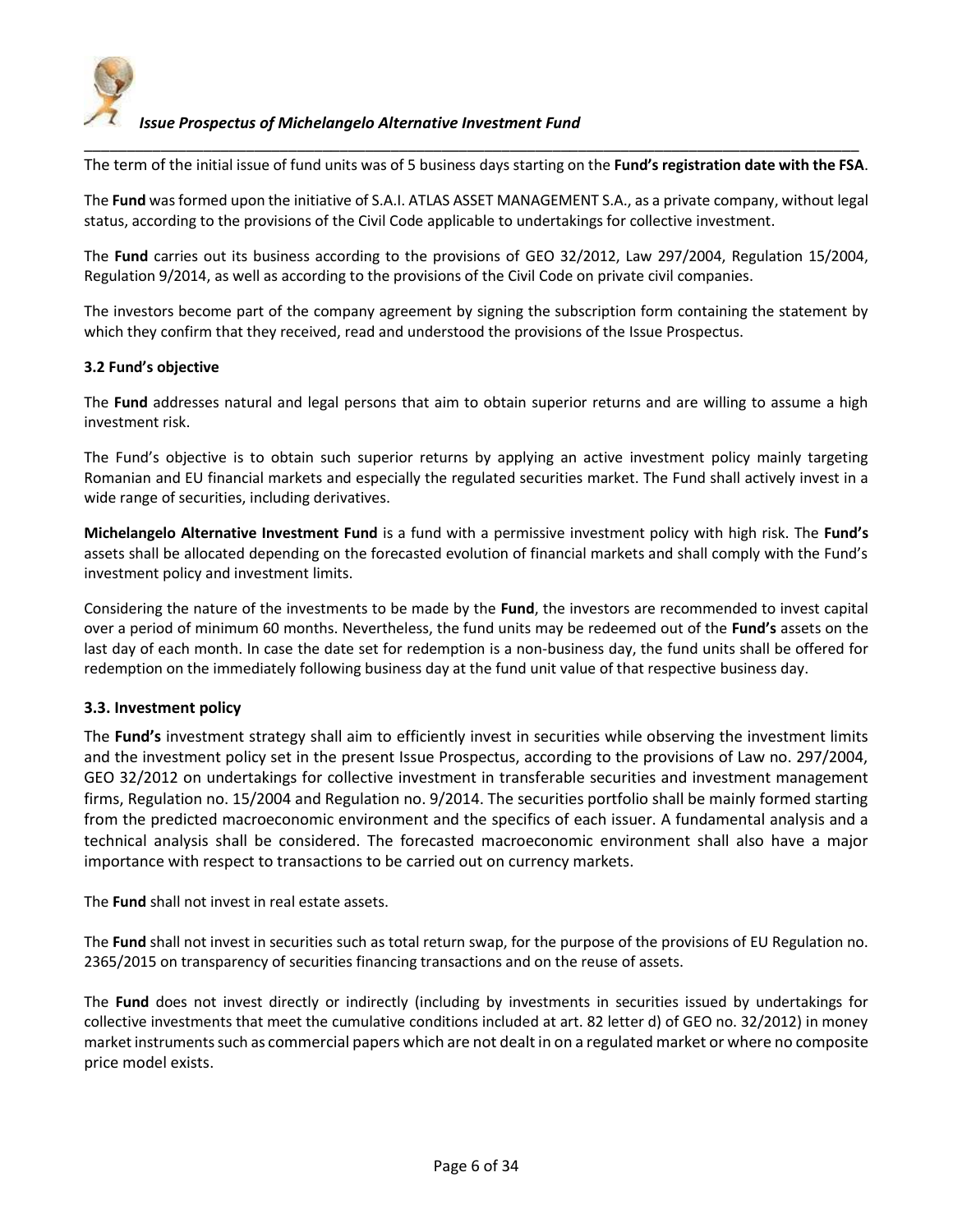The term of the initial issue of fund units was of 5 business days starting on the **Fund's registration date with the FSA**.

The **Fund** was formed upon the initiative of S.A.I. ATLAS ASSET MANAGEMENT S.A., as a private company, without legal status, according to the provisions of the Civil Code applicable to undertakings for collective investment.

The **Fund** carries out its business according to the provisions of GEO 32/2012, Law 297/2004, Regulation 15/2004, Regulation 9/2014, as well as according to the provisions of the Civil Code on private civil companies.

The investors become part of the company agreement by signing the subscription form containing the statement by which they confirm that they received, read and understood the provisions of the Issue Prospectus.

### 3.2 Fund's objective

The **Fund** addresses natural and legal persons that aim to obtain superior returns and are willing to assume a high investment risk.

The Fund's objective is to obtain such superior returns by applying an active investment policy mainly targeting Romanian and EU financial markets and especially the regulated securities market. The Fund shall actively invest in a wide range of securities, including derivatives.

**Michelangelo Alternative Investment Fund** is a fund with a permissive investment policy with high risk. The **Fund's** assets shall be allocated depending on the forecasted evolution of financial markets and shall comply with the Fund's investment policy and investment limits.

Considering the nature of the investments to be made by the **Fund**, the investors are recommended to invest capital over a period of minimum 60 months. Nevertheless, the fund units may be redeemed out of the **Fund's** assets on the last day of each month. In case the date set for redemption is a non-business day, the fund units shall be offered for redemption on the immediately following business day at the fund unit value of that respective business day.

### 3.3. Investment policy

The **Fund's** investment strategy shall aim to efficiently invest in securities while observing the investment limits and the investment policy set in the present Issue Prospectus, according to the provisions of Law no. 297/2004, GEO 32/2012 on undertakings for collective investment in transferable securities and investment management firms, Regulation no. 15/2004 and Regulation no. 9/2014. The securities portfolio shall be mainly formed starting from the predicted macroeconomic environment and the specifics of each issuer. A fundamental analysis and a technical analysis shall be considered. The forecasted macroeconomic environment shall also have a major importance with respect to transactions to be carried out on currency markets.

The **Fund** shall not invest in real estate assets.

The **Fund** shall not invest in securities such as total return swap, for the purpose of the provisions of EU Regulation no. 2365/2015 on transparency of securities financing transactions and on the reuse of assets.

The **Fund** does not invest directly or indirectly (including by investments in securities issued by undertakings for collective investments that meet the cumulative conditions included at art. 82 letter d) of GEO no. 32/2012) in money market instruments such as commercial papers which are not dealt in on a regulated market or where no composite price model exists.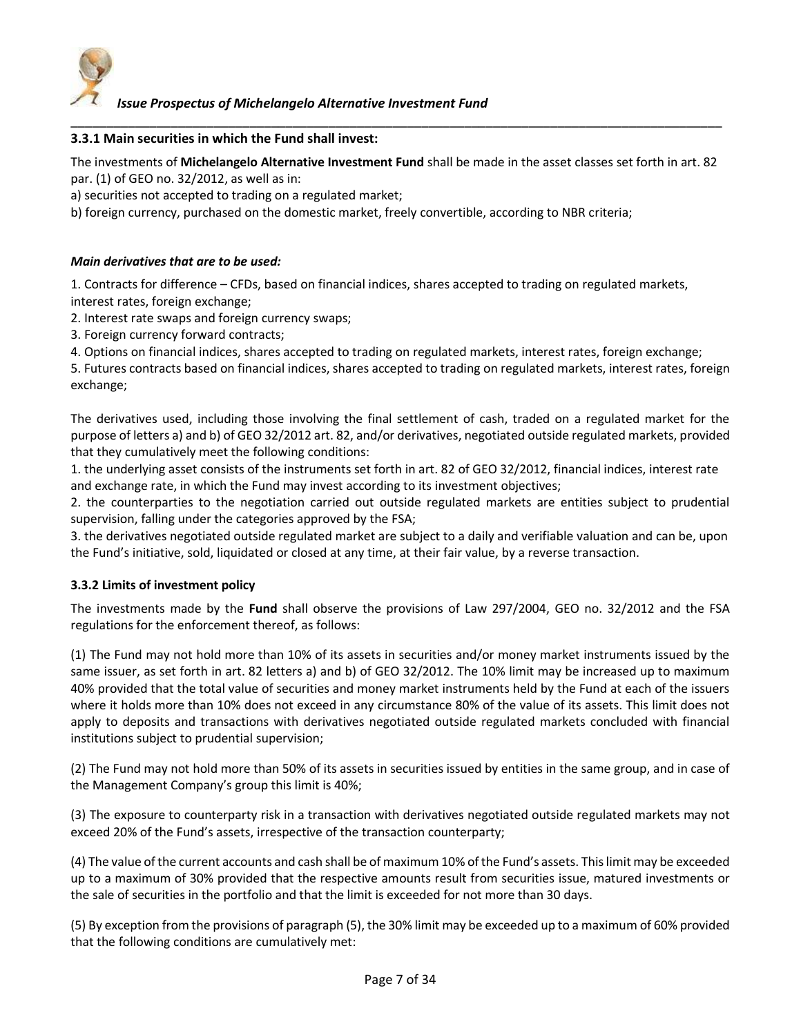### 3.3.1 Main securities in which the Fund shall invest:

The investments of **Michelangelo Alternative Investment Fund** shall be made in the asset classes set forth in art. 82 par. (1) of GEO no. 32/2012, as well as in:

a) securities not accepted to trading on a regulated market;

b) foreign currency, purchased on the domestic market, freely convertible, according to NBR criteria;

***Main derivatives that are to be used:***

1. Contracts for difference – CFDs, based on financial indices, shares accepted to trading on regulated markets, interest rates, foreign exchange;
2. Interest rate swaps and foreign currency swaps;
3. Foreign currency forward contracts;
4. Options on financial indices, shares accepted to trading on regulated markets, interest rates, foreign exchange;
5. Futures contracts based on financial indices, shares accepted to trading on regulated markets, interest rates, foreign exchange;

The derivatives used, including those involving the final settlement of cash, traded on a regulated market for the purpose of letters a) and b) of GEO 32/2012 art. 82, and/or derivatives, negotiated outside regulated markets, provided that they cumulatively meet the following conditions:

1. the underlying asset consists of the instruments set forth in art. 82 of GEO 32/2012, financial indices, interest rate and exchange rate, in which the Fund may invest according to its investment objectives;
2. the counterparties to the negotiation carried out outside regulated markets are entities subject to prudential supervision, falling under the categories approved by the FSA;
3. the derivatives negotiated outside regulated market are subject to a daily and verifiable valuation and can be, upon the Fund's initiative, sold, liquidated or closed at any time, at their fair value, by a reverse transaction.

### 3.3.2 Limits of investment policy

The investments made by the **Fund** shall observe the provisions of Law 297/2004, GEO no. 32/2012 and the FSA regulations for the enforcement thereof, as follows:

(1) The Fund may not hold more than 10% of its assets in securities and/or money market instruments issued by the same issuer, as set forth in art. 82 letters a) and b) of GEO 32/2012. The 10% limit may be increased up to maximum 40% provided that the total value of securities and money market instruments held by the Fund at each of the issuers where it holds more than 10% does not exceed in any circumstance 80% of the value of its assets. This limit does not apply to deposits and transactions with derivatives negotiated outside regulated markets concluded with financial institutions subject to prudential supervision;

(2) The Fund may not hold more than 50% of its assets in securities issued by entities in the same group, and in case of the Management Company's group this limit is 40%;

(3) The exposure to counterparty risk in a transaction with derivatives negotiated outside regulated markets may not exceed 20% of the Fund's assets, irrespective of the transaction counterparty;

(4) The value of the current accounts and cash shall be of maximum 10% of the Fund's assets. This limit may be exceeded up to a maximum of 30% provided that the respective amounts result from securities issue, matured investments or the sale of securities in the portfolio and that the limit is exceeded for not more than 30 days.

(5) By exception from the provisions of paragraph (5), the 30% limit may be exceeded up to a maximum of 60% provided that the following conditions are cumulatively met: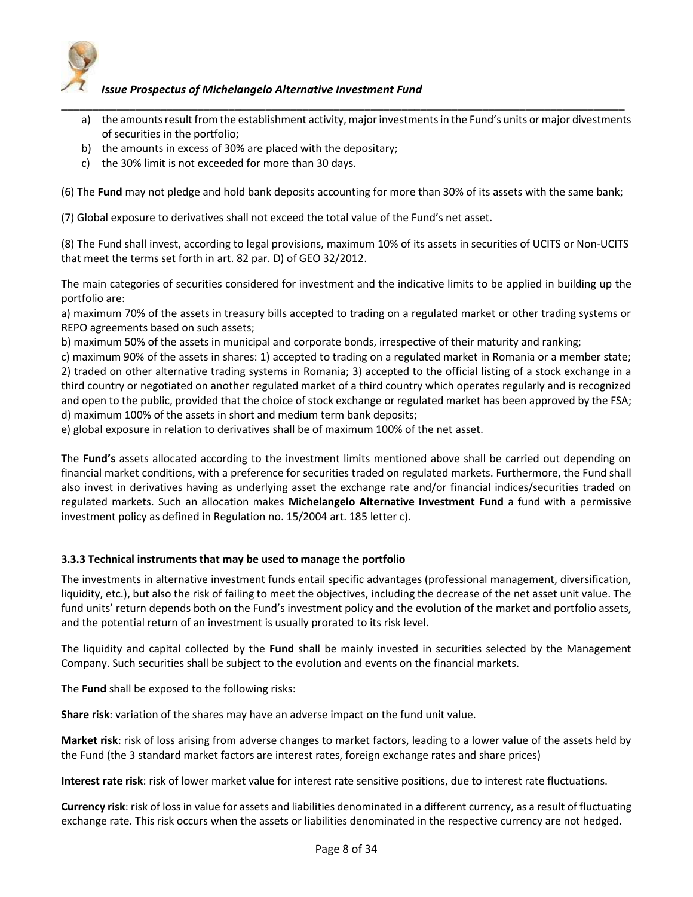a) the amounts result from the establishment activity, major investments in the Fund's units or major divestments of securities in the portfolio;
b) the amounts in excess of 30% are placed with the depositary;
c) the 30% limit is not exceeded for more than 30 days.

(6) The **Fund** may not pledge and hold bank deposits accounting for more than 30% of its assets with the same bank;

(7) Global exposure to derivatives shall not exceed the total value of the Fund's net asset.

(8) The Fund shall invest, according to legal provisions, maximum 10% of its assets in securities of UCITS or Non-UCITS that meet the terms set forth in art. 82 par. D) of GEO 32/2012.

The main categories of securities considered for investment and the indicative limits to be applied in building up the portfolio are:

a) maximum 70% of the assets in treasury bills accepted to trading on a regulated market or other trading systems or REPO agreements based on such assets;
b) maximum 50% of the assets in municipal and corporate bonds, irrespective of their maturity and ranking;
c) maximum 90% of the assets in shares: 1) accepted to trading on a regulated market in Romania or a member state; 2) traded on other alternative trading systems in Romania; 3) accepted to the official listing of a stock exchange in a third country or negotiated on another regulated market of a third country which operates regularly and is recognized and open to the public, provided that the choice of stock exchange or regulated market has been approved by the FSA;
d) maximum 100% of the assets in short and medium term bank deposits;
e) global exposure in relation to derivatives shall be of maximum 100% of the net asset.

The **Fund's** assets allocated according to the investment limits mentioned above shall be carried out depending on financial market conditions, with a preference for securities traded on regulated markets. Furthermore, the Fund shall also invest in derivatives having as underlying asset the exchange rate and/or financial indices/securities traded on regulated markets. Such an allocation makes **Michelangelo Alternative Investment Fund** a fund with a permissive investment policy as defined in Regulation no. 15/2004 art. 185 letter c).

### 3.3.3 Technical instruments that may be used to manage the portfolio

The investments in alternative investment funds entail specific advantages (professional management, diversification, liquidity, etc.), but also the risk of failing to meet the objectives, including the decrease of the net asset unit value. The fund units' return depends both on the Fund's investment policy and the evolution of the market and portfolio assets, and the potential return of an investment is usually prorated to its risk level.

The liquidity and capital collected by the **Fund** shall be mainly invested in securities selected by the Management Company. Such securities shall be subject to the evolution and events on the financial markets.

The **Fund** shall be exposed to the following risks:

**Share risk**: variation of the shares may have an adverse impact on the fund unit value.

**Market risk**: risk of loss arising from adverse changes to market factors, leading to a lower value of the assets held by the Fund (the 3 standard market factors are interest rates, foreign exchange rates and share prices)

**Interest rate risk**: risk of lower market value for interest rate sensitive positions, due to interest rate fluctuations.

**Currency risk**: risk of loss in value for assets and liabilities denominated in a different currency, as a result of fluctuating exchange rate. This risk occurs when the assets or liabilities denominated in the respective currency are not hedged.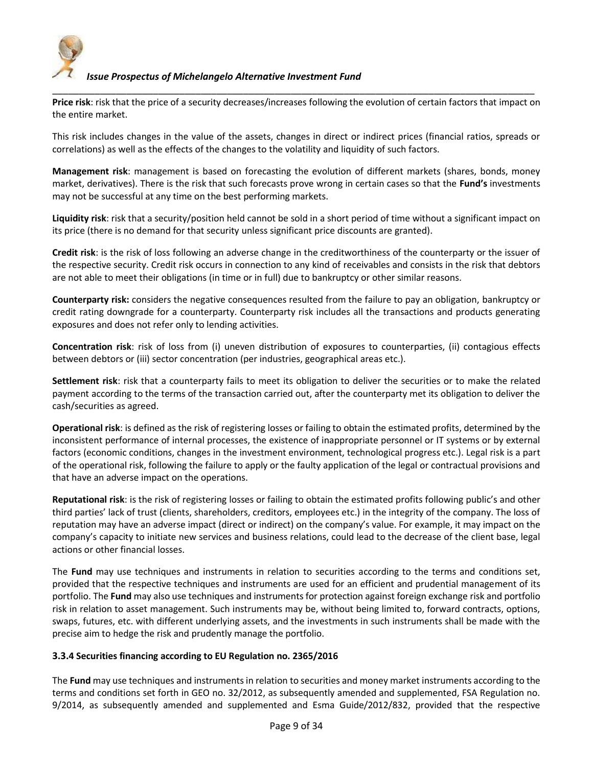**Price risk**: risk that the price of a security decreases/increases following the evolution of certain factors that impact on the entire market.

This risk includes changes in the value of the assets, changes in direct or indirect prices (financial ratios, spreads or correlations) as well as the effects of the changes to the volatility and liquidity of such factors.

**Management risk**: management is based on forecasting the evolution of different markets (shares, bonds, money market, derivatives). There is the risk that such forecasts prove wrong in certain cases so that the **Fund's** investments may not be successful at any time on the best performing markets.

**Liquidity risk**: risk that a security/position held cannot be sold in a short period of time without a significant impact on its price (there is no demand for that security unless significant price discounts are granted).

**Credit risk**: is the risk of loss following an adverse change in the creditworthiness of the counterparty or the issuer of the respective security. Credit risk occurs in connection to any kind of receivables and consists in the risk that debtors are not able to meet their obligations (in time or in full) due to bankruptcy or other similar reasons.

**Counterparty risk:** considers the negative consequences resulted from the failure to pay an obligation, bankruptcy or credit rating downgrade for a counterparty. Counterparty risk includes all the transactions and products generating exposures and does not refer only to lending activities.

**Concentration risk**: risk of loss from (i) uneven distribution of exposures to counterparties, (ii) contagious effects between debtors or (iii) sector concentration (per industries, geographical areas etc.).

**Settlement risk**: risk that a counterparty fails to meet its obligation to deliver the securities or to make the related payment according to the terms of the transaction carried out, after the counterparty met its obligation to deliver the cash/securities as agreed.

**Operational risk**: is defined as the risk of registering losses or failing to obtain the estimated profits, determined by the inconsistent performance of internal processes, the existence of inappropriate personnel or IT systems or by external factors (economic conditions, changes in the investment environment, technological progress etc.). Legal risk is a part of the operational risk, following the failure to apply or the faulty application of the legal or contractual provisions and that have an adverse impact on the operations.

**Reputational risk**: is the risk of registering losses or failing to obtain the estimated profits following public's and other third parties' lack of trust (clients, shareholders, creditors, employees etc.) in the integrity of the company. The loss of reputation may have an adverse impact (direct or indirect) on the company's value. For example, it may impact on the company's capacity to initiate new services and business relations, could lead to the decrease of the client base, legal actions or other financial losses.

The **Fund** may use techniques and instruments in relation to securities according to the terms and conditions set, provided that the respective techniques and instruments are used for an efficient and prudential management of its portfolio. The **Fund** may also use techniques and instruments for protection against foreign exchange risk and portfolio risk in relation to asset management. Such instruments may be, without being limited to, forward contracts, options, swaps, futures, etc. with different underlying assets, and the investments in such instruments shall be made with the precise aim to hedge the risk and prudently manage the portfolio.

### 3.3.4 Securities financing according to EU Regulation no. 2365/2016

The **Fund** may use techniques and instruments in relation to securities and money market instruments according to the terms and conditions set forth in GEO no. 32/2012, as subsequently amended and supplemented, FSA Regulation no. 9/2014, as subsequently amended and supplemented and Esma Guide/2012/832, provided that the respective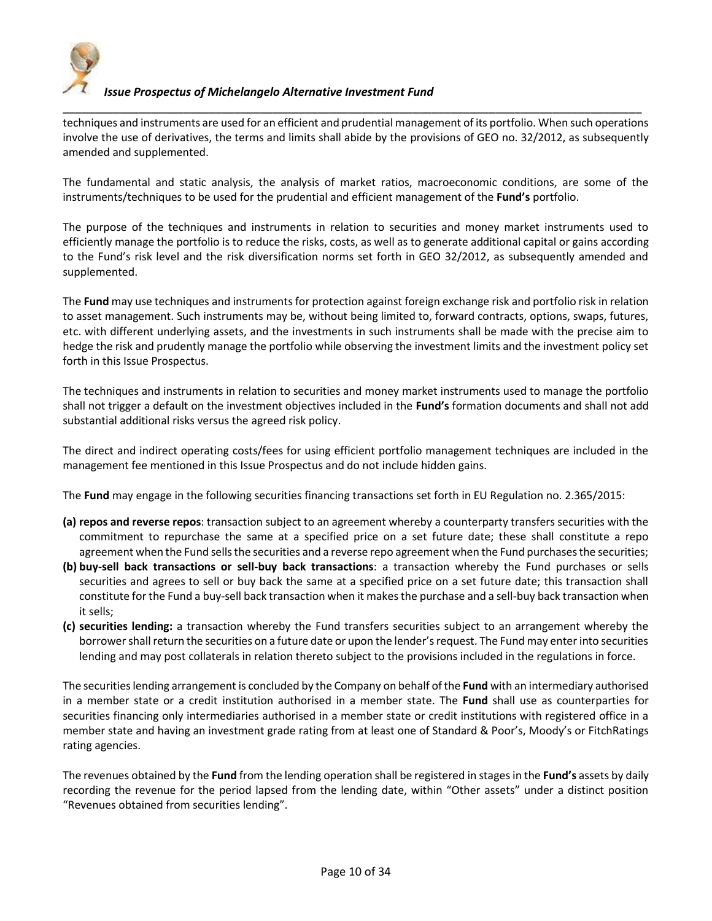techniques and instruments are used for an efficient and prudential management of its portfolio. When such operations involve the use of derivatives, the terms and limits shall abide by the provisions of GEO no. 32/2012, as subsequently amended and supplemented.

The fundamental and static analysis, the analysis of market ratios, macroeconomic conditions, are some of the instruments/techniques to be used for the prudential and efficient management of the **Fund's** portfolio.

The purpose of the techniques and instruments in relation to securities and money market instruments used to efficiently manage the portfolio is to reduce the risks, costs, as well as to generate additional capital or gains according to the Fund's risk level and the risk diversification norms set forth in GEO 32/2012, as subsequently amended and supplemented.

The **Fund** may use techniques and instruments for protection against foreign exchange risk and portfolio risk in relation to asset management. Such instruments may be, without being limited to, forward contracts, options, swaps, futures, etc. with different underlying assets, and the investments in such instruments shall be made with the precise aim to hedge the risk and prudently manage the portfolio while observing the investment limits and the investment policy set forth in this Issue Prospectus.

The techniques and instruments in relation to securities and money market instruments used to manage the portfolio shall not trigger a default on the investment objectives included in the **Fund's** formation documents and shall not add substantial additional risks versus the agreed risk policy.

The direct and indirect operating costs/fees for using efficient portfolio management techniques are included in the management fee mentioned in this Issue Prospectus and do not include hidden gains.

The **Fund** may engage in the following securities financing transactions set forth in EU Regulation no. 2.365/2015:

- **(a) repos and reverse repos**: transaction subject to an agreement whereby a counterparty transfers securities with the commitment to repurchase the same at a specified price on a set future date; these shall constitute a repo agreement when the Fund sells the securities and a reverse repo agreement when the Fund purchases the securities;
- **(b) buy-sell back transactions or sell-buy back transactions**: a transaction whereby the Fund purchases or sells securities and agrees to sell or buy back the same at a specified price on a set future date; this transaction shall constitute for the Fund a buy-sell back transaction when it makes the purchase and a sell-buy back transaction when it sells;
- **(c) securities lending:** a transaction whereby the Fund transfers securities subject to an arrangement whereby the borrower shall return the securities on a future date or upon the lender's request. The Fund may enter into securities lending and may post collaterals in relation thereto subject to the provisions included in the regulations in force.

The securities lending arrangement is concluded by the Company on behalf of the **Fund** with an intermediary authorised in a member state or a credit institution authorised in a member state. The **Fund** shall use as counterparties for securities financing only intermediaries authorised in a member state or credit institutions with registered office in a member state and having an investment grade rating from at least one of Standard & Poor's, Moody's or FitchRatings rating agencies.

The revenues obtained by the **Fund** from the lending operation shall be registered in stages in the **Fund's** assets by daily recording the revenue for the period lapsed from the lending date, within "Other assets" under a distinct position "Revenues obtained from securities lending".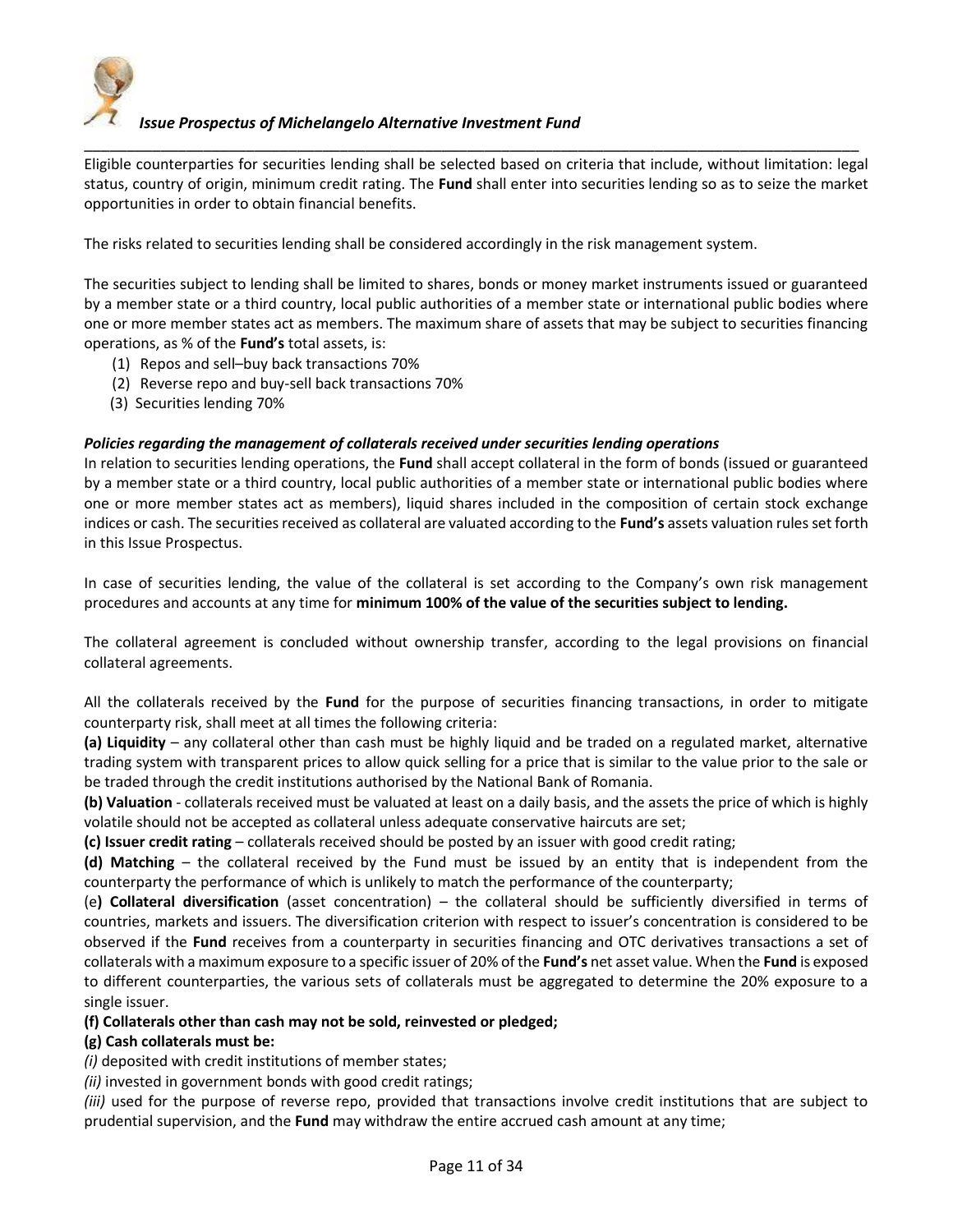Eligible counterparties for securities lending shall be selected based on criteria that include, without limitation: legal status, country of origin, minimum credit rating. The **Fund** shall enter into securities lending so as to seize the market opportunities in order to obtain financial benefits.

The risks related to securities lending shall be considered accordingly in the risk management system.

The securities subject to lending shall be limited to shares, bonds or money market instruments issued or guaranteed by a member state or a third country, local public authorities of a member state or international public bodies where one or more member states act as members. The maximum share of assets that may be subject to securities financing operations, as % of the **Fund's** total assets, is:

(1) Repos and sell–buy back transactions 70%
(2) Reverse repo and buy-sell back transactions 70%
(3) Securities lending 70%

***Policies regarding the management of collaterals received under securities lending operations***

In relation to securities lending operations, the **Fund** shall accept collateral in the form of bonds (issued or guaranteed by a member state or a third country, local public authorities of a member state or international public bodies where one or more member states act as members), liquid shares included in the composition of certain stock exchange indices or cash. The securities received as collateral are valuated according to the **Fund's** assets valuation rules set forth in this Issue Prospectus.

In case of securities lending, the value of the collateral is set according to the Company's own risk management procedures and accounts at any time for **minimum 100% of the value of the securities subject to lending.**

The collateral agreement is concluded without ownership transfer, according to the legal provisions on financial collateral agreements.

All the collaterals received by the **Fund** for the purpose of securities financing transactions, in order to mitigate counterparty risk, shall meet at all times the following criteria:

**(a) Liquidity** – any collateral other than cash must be highly liquid and be traded on a regulated market, alternative trading system with transparent prices to allow quick selling for a price that is similar to the value prior to the sale or be traded through the credit institutions authorised by the National Bank of Romania.

**(b) Valuation** - collaterals received must be valuated at least on a daily basis, and the assets the price of which is highly volatile should not be accepted as collateral unless adequate conservative haircuts are set;

**(c) Issuer credit rating** – collaterals received should be posted by an issuer with good credit rating;

**(d) Matching** – the collateral received by the Fund must be issued by an entity that is independent from the counterparty the performance of which is unlikely to match the performance of the counterparty;

(e**) Collateral diversification** (asset concentration) – the collateral should be sufficiently diversified in terms of countries, markets and issuers. The diversification criterion with respect to issuer's concentration is considered to be observed if the **Fund** receives from a counterparty in securities financing and OTC derivatives transactions a set of collaterals with a maximum exposure to a specific issuer of 20% of the **Fund's** net asset value. When the **Fund** is exposed to different counterparties, the various sets of collaterals must be aggregated to determine the 20% exposure to a single issuer.

**(f) Collaterals other than cash may not be sold, reinvested or pledged;**

**(g) Cash collaterals must be:**

*(i)* deposited with credit institutions of member states;

*(ii)* invested in government bonds with good credit ratings;

*(iii)* used for the purpose of reverse repo, provided that transactions involve credit institutions that are subject to prudential supervision, and the **Fund** may withdraw the entire accrued cash amount at any time;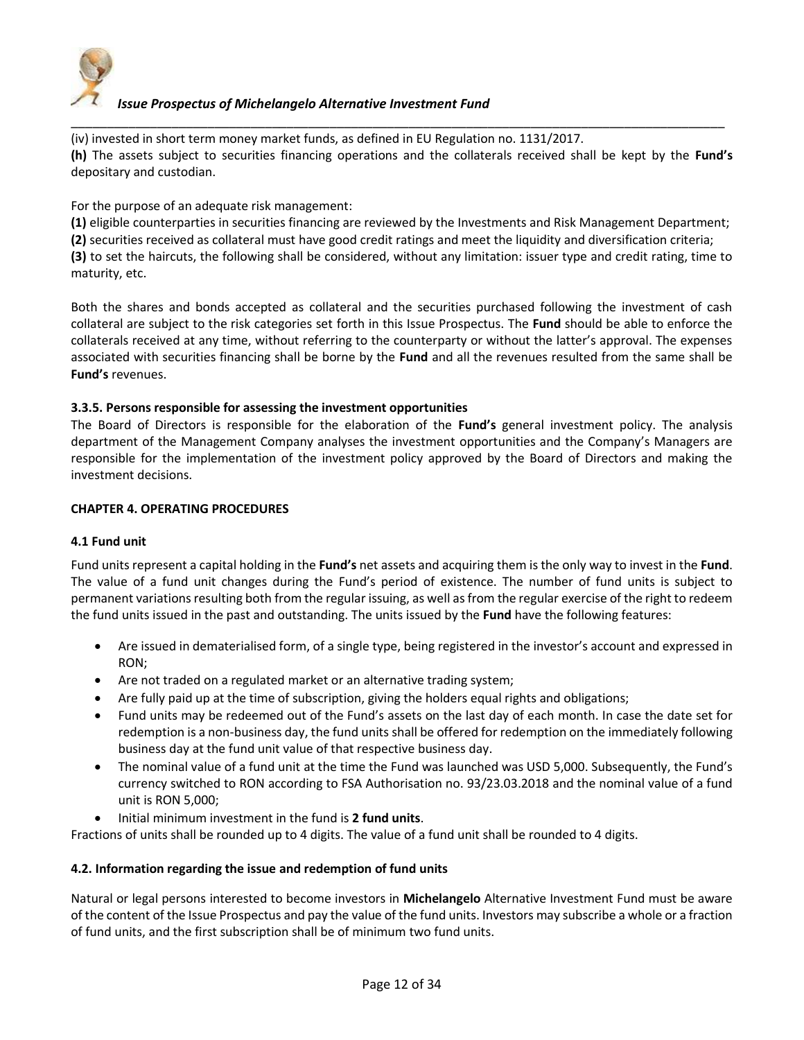(iv) invested in short term money market funds, as defined in EU Regulation no. 1131/2017.

**(h)** The assets subject to securities financing operations and the collaterals received shall be kept by the **Fund's** depositary and custodian.

For the purpose of an adequate risk management:

**(1)** eligible counterparties in securities financing are reviewed by the Investments and Risk Management Department;
**(2)** securities received as collateral must have good credit ratings and meet the liquidity and diversification criteria;
**(3)** to set the haircuts, the following shall be considered, without any limitation: issuer type and credit rating, time to maturity, etc.

Both the shares and bonds accepted as collateral and the securities purchased following the investment of cash collateral are subject to the risk categories set forth in this Issue Prospectus. The **Fund** should be able to enforce the collaterals received at any time, without referring to the counterparty or without the latter's approval. The expenses associated with securities financing shall be borne by the **Fund** and all the revenues resulted from the same shall be **Fund's** revenues.

### 3.3.5. Persons responsible for assessing the investment opportunities

The Board of Directors is responsible for the elaboration of the **Fund's** general investment policy. The analysis department of the Management Company analyses the investment opportunities and the Company's Managers are responsible for the implementation of the investment policy approved by the Board of Directors and making the investment decisions.

## CHAPTER 4. OPERATING PROCEDURES

### 4.1 Fund unit

Fund units represent a capital holding in the **Fund's** net assets and acquiring them is the only way to invest in the **Fund**. The value of a fund unit changes during the Fund's period of existence. The number of fund units is subject to permanent variations resulting both from the regular issuing, as well as from the regular exercise of the right to redeem the fund units issued in the past and outstanding. The units issued by the **Fund** have the following features:

- Are issued in dematerialised form, of a single type, being registered in the investor's account and expressed in RON;
- Are not traded on a regulated market or an alternative trading system;
- Are fully paid up at the time of subscription, giving the holders equal rights and obligations;
- Fund units may be redeemed out of the Fund's assets on the last day of each month. In case the date set for redemption is a non-business day, the fund units shall be offered for redemption on the immediately following business day at the fund unit value of that respective business day.
- The nominal value of a fund unit at the time the Fund was launched was USD 5,000. Subsequently, the Fund's currency switched to RON according to FSA Authorisation no. 93/23.03.2018 and the nominal value of a fund unit is RON 5,000;
- Initial minimum investment in the fund is **2 fund units**.

Fractions of units shall be rounded up to 4 digits. The value of a fund unit shall be rounded to 4 digits.

### 4.2. Information regarding the issue and redemption of fund units

Natural or legal persons interested to become investors in **Michelangelo** Alternative Investment Fund must be aware of the content of the Issue Prospectus and pay the value of the fund units. Investors may subscribe a whole or a fraction of fund units, and the first subscription shall be of minimum two fund units.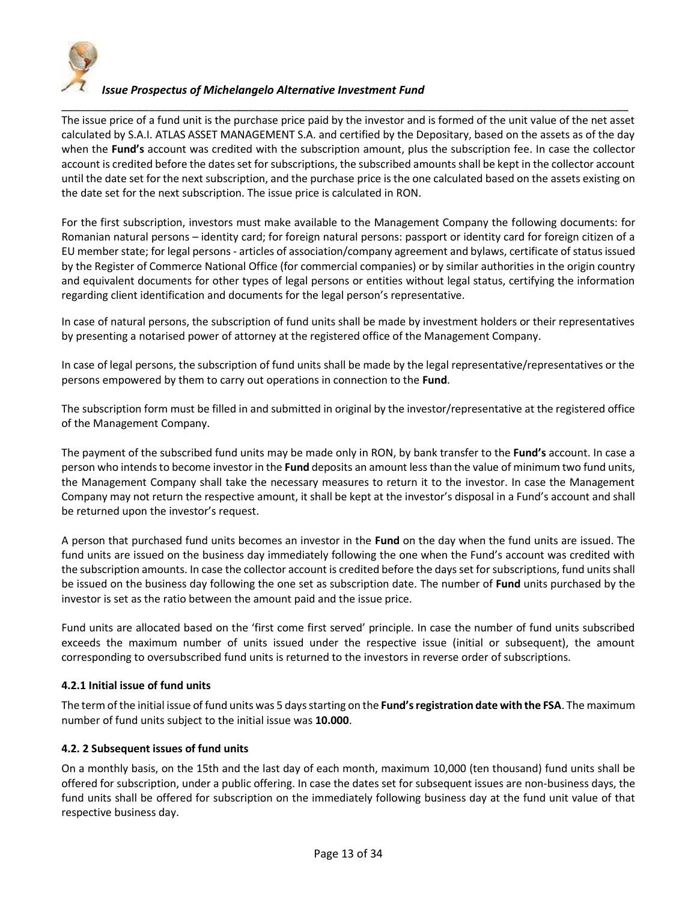The issue price of a fund unit is the purchase price paid by the investor and is formed of the unit value of the net asset calculated by S.A.I. ATLAS ASSET MANAGEMENT S.A. and certified by the Depositary, based on the assets as of the day when the **Fund's** account was credited with the subscription amount, plus the subscription fee. In case the collector account is credited before the dates set for subscriptions, the subscribed amounts shall be kept in the collector account until the date set for the next subscription, and the purchase price is the one calculated based on the assets existing on the date set for the next subscription. The issue price is calculated in RON.

For the first subscription, investors must make available to the Management Company the following documents: for Romanian natural persons – identity card; for foreign natural persons: passport or identity card for foreign citizen of a EU member state; for legal persons - articles of association/company agreement and bylaws, certificate of status issued by the Register of Commerce National Office (for commercial companies) or by similar authorities in the origin country and equivalent documents for other types of legal persons or entities without legal status, certifying the information regarding client identification and documents for the legal person's representative.

In case of natural persons, the subscription of fund units shall be made by investment holders or their representatives by presenting a notarised power of attorney at the registered office of the Management Company.

In case of legal persons, the subscription of fund units shall be made by the legal representative/representatives or the persons empowered by them to carry out operations in connection to the **Fund**.

The subscription form must be filled in and submitted in original by the investor/representative at the registered office of the Management Company.

The payment of the subscribed fund units may be made only in RON, by bank transfer to the **Fund's** account. In case a person who intends to become investor in the **Fund** deposits an amount less than the value of minimum two fund units, the Management Company shall take the necessary measures to return it to the investor. In case the Management Company may not return the respective amount, it shall be kept at the investor's disposal in a Fund's account and shall be returned upon the investor's request.

A person that purchased fund units becomes an investor in the **Fund** on the day when the fund units are issued. The fund units are issued on the business day immediately following the one when the Fund's account was credited with the subscription amounts. In case the collector account is credited before the days set for subscriptions, fund units shall be issued on the business day following the one set as subscription date. The number of **Fund** units purchased by the investor is set as the ratio between the amount paid and the issue price.

Fund units are allocated based on the 'first come first served' principle. In case the number of fund units subscribed exceeds the maximum number of units issued under the respective issue (initial or subsequent), the amount corresponding to oversubscribed fund units is returned to the investors in reverse order of subscriptions.

#### 4.2.1 Initial issue of fund units

The term of the initial issue of fund units was 5 days starting on the **Fund's registration date with the FSA**. The maximum number of fund units subject to the initial issue was **10.000**.

#### 4.2. 2 Subsequent issues of fund units

On a monthly basis, on the 15th and the last day of each month, maximum 10,000 (ten thousand) fund units shall be offered for subscription, under a public offering. In case the dates set for subsequent issues are non-business days, the fund units shall be offered for subscription on the immediately following business day at the fund unit value of that respective business day.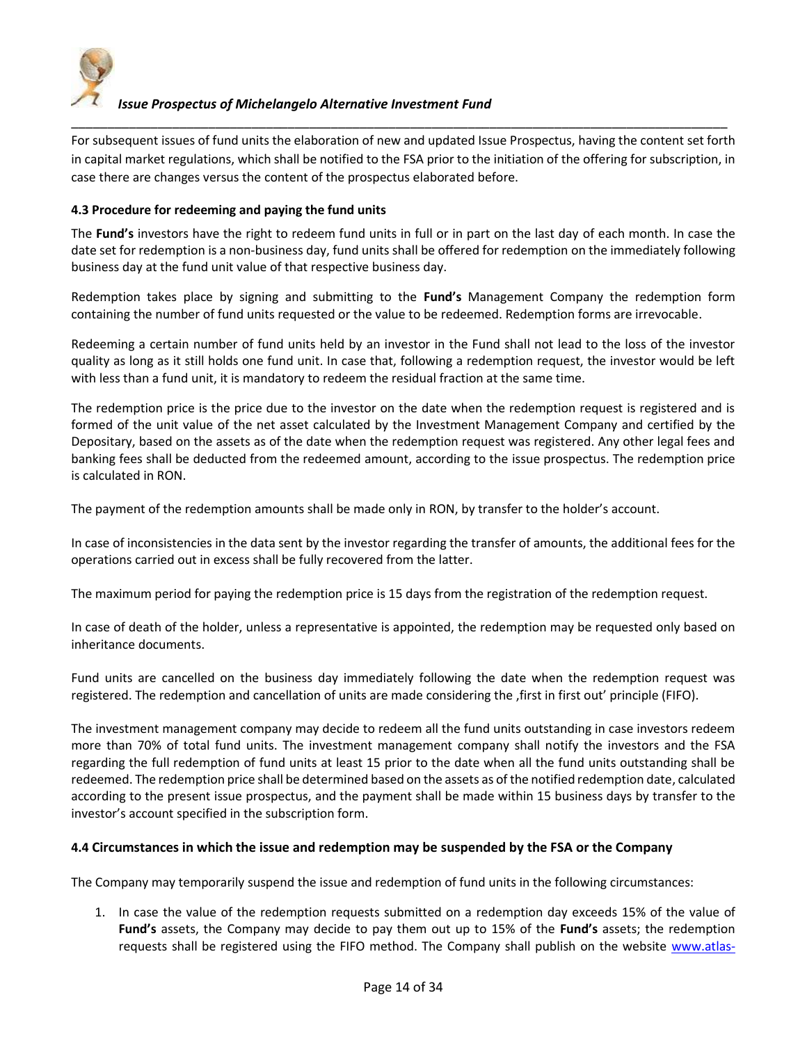For subsequent issues of fund units the elaboration of new and updated Issue Prospectus, having the content set forth in capital market regulations, which shall be notified to the FSA prior to the initiation of the offering for subscription, in case there are changes versus the content of the prospectus elaborated before.

#### 4.3 Procedure for redeeming and paying the fund units

The **Fund's** investors have the right to redeem fund units in full or in part on the last day of each month. In case the date set for redemption is a non-business day, fund units shall be offered for redemption on the immediately following business day at the fund unit value of that respective business day.

Redemption takes place by signing and submitting to the **Fund's** Management Company the redemption form containing the number of fund units requested or the value to be redeemed. Redemption forms are irrevocable.

Redeeming a certain number of fund units held by an investor in the Fund shall not lead to the loss of the investor quality as long as it still holds one fund unit. In case that, following a redemption request, the investor would be left with less than a fund unit, it is mandatory to redeem the residual fraction at the same time.

The redemption price is the price due to the investor on the date when the redemption request is registered and is formed of the unit value of the net asset calculated by the Investment Management Company and certified by the Depositary, based on the assets as of the date when the redemption request was registered. Any other legal fees and banking fees shall be deducted from the redeemed amount, according to the issue prospectus. The redemption price is calculated in RON.

The payment of the redemption amounts shall be made only in RON, by transfer to the holder's account.

In case of inconsistencies in the data sent by the investor regarding the transfer of amounts, the additional fees for the operations carried out in excess shall be fully recovered from the latter.

The maximum period for paying the redemption price is 15 days from the registration of the redemption request.

In case of death of the holder, unless a representative is appointed, the redemption may be requested only based on inheritance documents.

Fund units are cancelled on the business day immediately following the date when the redemption request was registered. The redemption and cancellation of units are made considering the ‚first in first out' principle (FIFO).

The investment management company may decide to redeem all the fund units outstanding in case investors redeem more than 70% of total fund units. The investment management company shall notify the investors and the FSA regarding the full redemption of fund units at least 15 prior to the date when all the fund units outstanding shall be redeemed. The redemption price shall be determined based on the assets as of the notified redemption date, calculated according to the present issue prospectus, and the payment shall be made within 15 business days by transfer to the investor's account specified in the subscription form.

#### 4.4 Circumstances in which the issue and redemption may be suspended by the FSA or the Company

The Company may temporarily suspend the issue and redemption of fund units in the following circumstances:

1. In case the value of the redemption requests submitted on a redemption day exceeds 15% of the value of **Fund's** assets, the Company may decide to pay them out up to 15% of the **Fund's** assets; the redemption requests shall be registered using the FIFO method. The Company shall publish on the website www.atlas-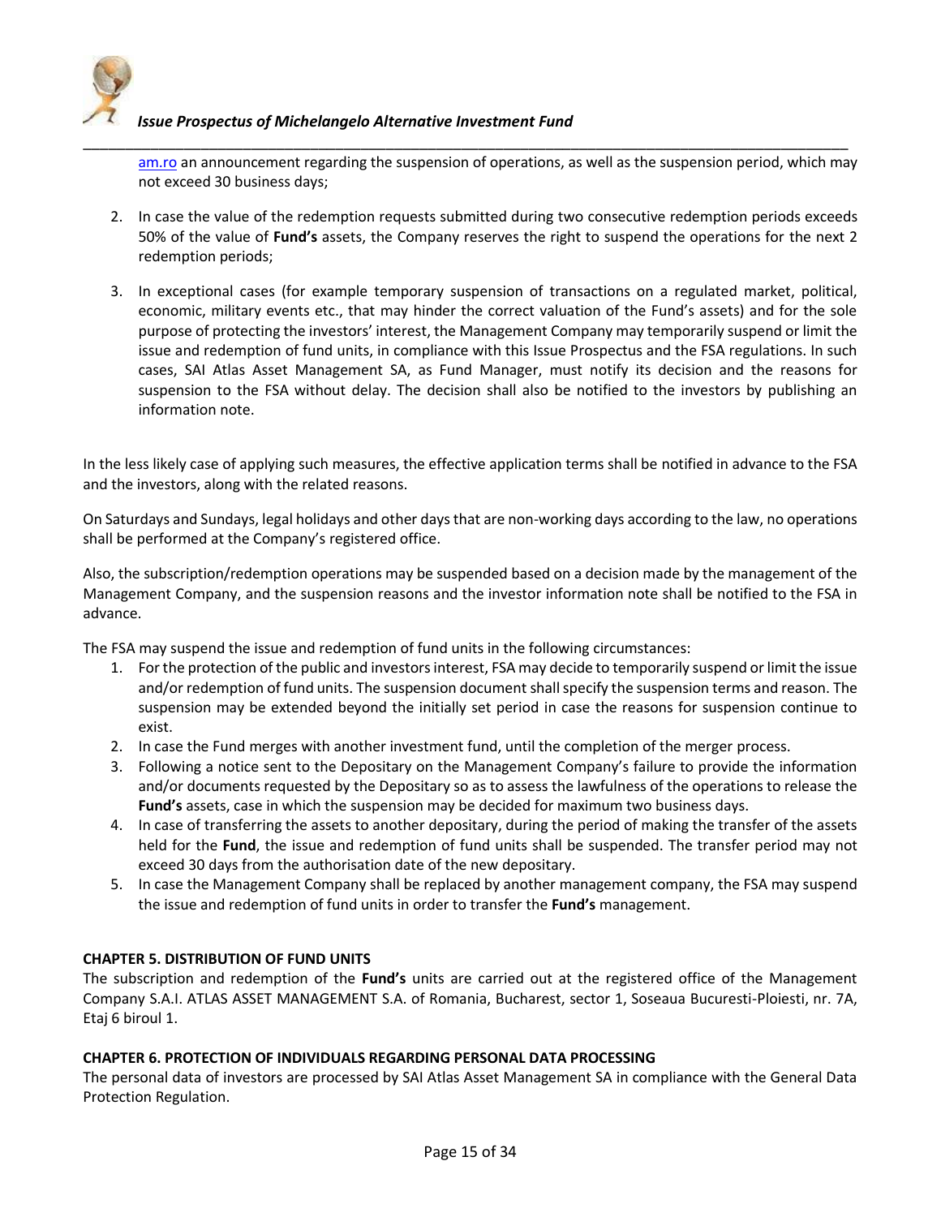am.ro an announcement regarding the suspension of operations, as well as the suspension period, which may not exceed 30 business days;

2. In case the value of the redemption requests submitted during two consecutive redemption periods exceeds 50% of the value of **Fund's** assets, the Company reserves the right to suspend the operations for the next 2 redemption periods;

3. In exceptional cases (for example temporary suspension of transactions on a regulated market, political, economic, military events etc., that may hinder the correct valuation of the Fund's assets) and for the sole purpose of protecting the investors' interest, the Management Company may temporarily suspend or limit the issue and redemption of fund units, in compliance with this Issue Prospectus and the FSA regulations. In such cases, SAI Atlas Asset Management SA, as Fund Manager, must notify its decision and the reasons for suspension to the FSA without delay. The decision shall also be notified to the investors by publishing an information note.

In the less likely case of applying such measures, the effective application terms shall be notified in advance to the FSA and the investors, along with the related reasons.

On Saturdays and Sundays, legal holidays and other days that are non-working days according to the law, no operations shall be performed at the Company's registered office.

Also, the subscription/redemption operations may be suspended based on a decision made by the management of the Management Company, and the suspension reasons and the investor information note shall be notified to the FSA in advance.

The FSA may suspend the issue and redemption of fund units in the following circumstances:

1. For the protection of the public and investors interest, FSA may decide to temporarily suspend or limit the issue and/or redemption of fund units. The suspension document shall specify the suspension terms and reason. The suspension may be extended beyond the initially set period in case the reasons for suspension continue to exist.
2. In case the Fund merges with another investment fund, until the completion of the merger process.
3. Following a notice sent to the Depositary on the Management Company's failure to provide the information and/or documents requested by the Depositary so as to assess the lawfulness of the operations to release the **Fund's** assets, case in which the suspension may be decided for maximum two business days.
4. In case of transferring the assets to another depositary, during the period of making the transfer of the assets held for the **Fund**, the issue and redemption of fund units shall be suspended. The transfer period may not exceed 30 days from the authorisation date of the new depositary.
5. In case the Management Company shall be replaced by another management company, the FSA may suspend the issue and redemption of fund units in order to transfer the **Fund's** management.

**CHAPTER 5. DISTRIBUTION OF FUND UNITS**

The subscription and redemption of the **Fund's** units are carried out at the registered office of the Management Company S.A.I. ATLAS ASSET MANAGEMENT S.A. of Romania, Bucharest, sector 1, Soseaua Bucuresti-Ploiesti, nr. 7A, Etaj 6 biroul 1.

**CHAPTER 6. PROTECTION OF INDIVIDUALS REGARDING PERSONAL DATA PROCESSING**

The personal data of investors are processed by SAI Atlas Asset Management SA in compliance with the General Data Protection Regulation.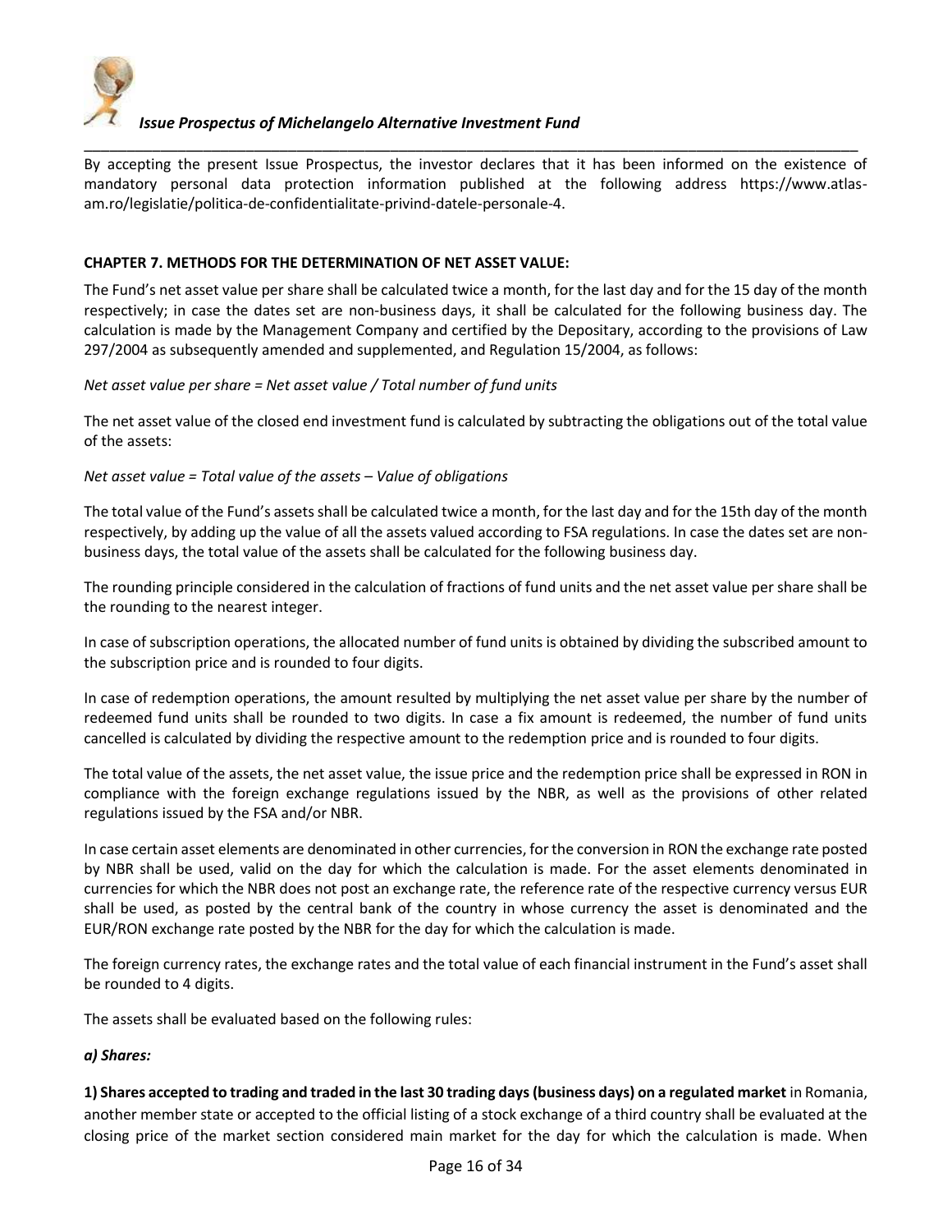By accepting the present Issue Prospectus, the investor declares that it has been informed on the existence of mandatory personal data protection information published at the following address https://www.atlas-am.ro/legislatie/politica-de-confidentialitate-privind-datele-personale-4.

**CHAPTER 7. METHODS FOR THE DETERMINATION OF NET ASSET VALUE:**

The Fund's net asset value per share shall be calculated twice a month, for the last day and for the 15 day of the month respectively; in case the dates set are non-business days, it shall be calculated for the following business day. The calculation is made by the Management Company and certified by the Depositary, according to the provisions of Law 297/2004 as subsequently amended and supplemented, and Regulation 15/2004, as follows:

*Net asset value per share = Net asset value / Total number of fund units*

The net asset value of the closed end investment fund is calculated by subtracting the obligations out of the total value of the assets:

*Net asset value = Total value of the assets – Value of obligations*

The total value of the Fund's assets shall be calculated twice a month, for the last day and for the 15th day of the month respectively, by adding up the value of all the assets valued according to FSA regulations. In case the dates set are non-business days, the total value of the assets shall be calculated for the following business day.

The rounding principle considered in the calculation of fractions of fund units and the net asset value per share shall be the rounding to the nearest integer.

In case of subscription operations, the allocated number of fund units is obtained by dividing the subscribed amount to the subscription price and is rounded to four digits.

In case of redemption operations, the amount resulted by multiplying the net asset value per share by the number of redeemed fund units shall be rounded to two digits. In case a fix amount is redeemed, the number of fund units cancelled is calculated by dividing the respective amount to the redemption price and is rounded to four digits.

The total value of the assets, the net asset value, the issue price and the redemption price shall be expressed in RON in compliance with the foreign exchange regulations issued by the NBR, as well as the provisions of other related regulations issued by the FSA and/or NBR.

In case certain asset elements are denominated in other currencies, for the conversion in RON the exchange rate posted by NBR shall be used, valid on the day for which the calculation is made. For the asset elements denominated in currencies for which the NBR does not post an exchange rate, the reference rate of the respective currency versus EUR shall be used, as posted by the central bank of the country in whose currency the asset is denominated and the EUR/RON exchange rate posted by the NBR for the day for which the calculation is made.

The foreign currency rates, the exchange rates and the total value of each financial instrument in the Fund's asset shall be rounded to 4 digits.

The assets shall be evaluated based on the following rules:

***a) Shares:***

**1) Shares accepted to trading and traded in the last 30 trading days (business days) on a regulated market** in Romania, another member state or accepted to the official listing of a stock exchange of a third country shall be evaluated at the closing price of the market section considered main market for the day for which the calculation is made. When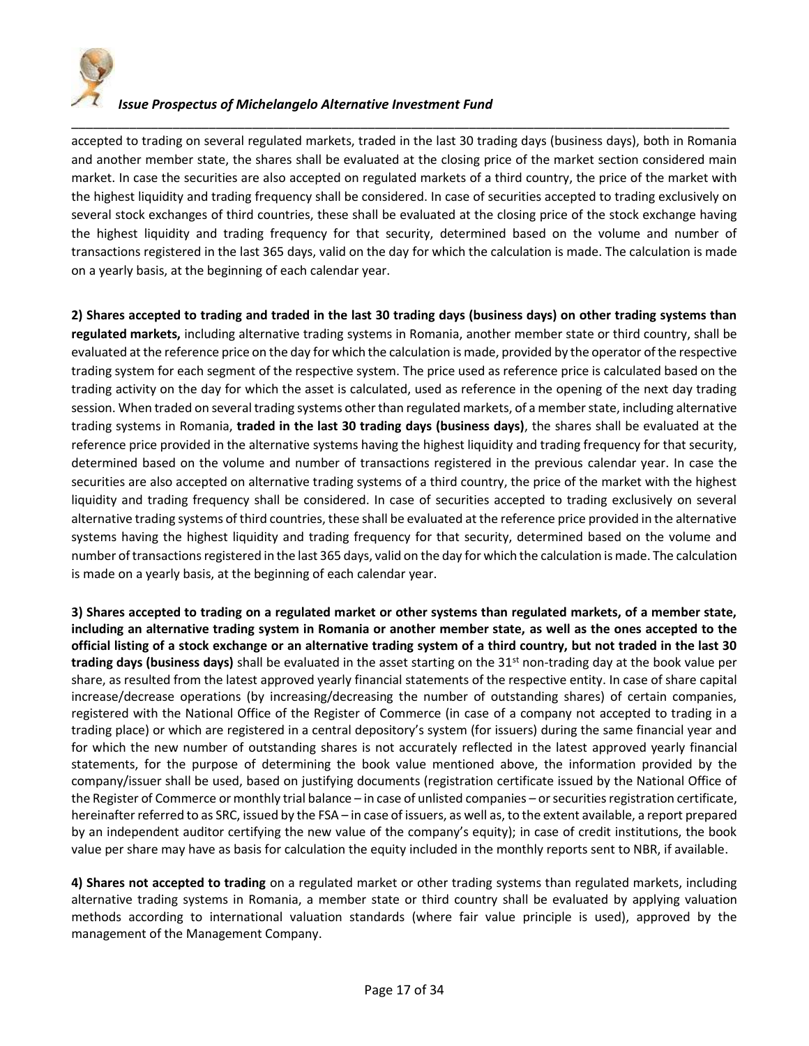accepted to trading on several regulated markets, traded in the last 30 trading days (business days), both in Romania and another member state, the shares shall be evaluated at the closing price of the market section considered main market. In case the securities are also accepted on regulated markets of a third country, the price of the market with the highest liquidity and trading frequency shall be considered. In case of securities accepted to trading exclusively on several stock exchanges of third countries, these shall be evaluated at the closing price of the stock exchange having the highest liquidity and trading frequency for that security, determined based on the volume and number of transactions registered in the last 365 days, valid on the day for which the calculation is made. The calculation is made on a yearly basis, at the beginning of each calendar year.

**2) Shares accepted to trading and traded in the last 30 trading days (business days) on other trading systems than regulated markets,** including alternative trading systems in Romania, another member state or third country, shall be evaluated at the reference price on the day for which the calculation is made, provided by the operator of the respective trading system for each segment of the respective system. The price used as reference price is calculated based on the trading activity on the day for which the asset is calculated, used as reference in the opening of the next day trading session. When traded on several trading systems other than regulated markets, of a member state, including alternative trading systems in Romania, **traded in the last 30 trading days (business days)**, the shares shall be evaluated at the reference price provided in the alternative systems having the highest liquidity and trading frequency for that security, determined based on the volume and number of transactions registered in the previous calendar year. In case the securities are also accepted on alternative trading systems of a third country, the price of the market with the highest liquidity and trading frequency shall be considered. In case of securities accepted to trading exclusively on several alternative trading systems of third countries, these shall be evaluated at the reference price provided in the alternative systems having the highest liquidity and trading frequency for that security, determined based on the volume and number of transactions registered in the last 365 days, valid on the day for which the calculation is made. The calculation is made on a yearly basis, at the beginning of each calendar year.

**3) Shares accepted to trading on a regulated market or other systems than regulated markets, of a member state, including an alternative trading system in Romania or another member state, as well as the ones accepted to the official listing of a stock exchange or an alternative trading system of a third country, but not traded in the last 30 trading days (business days)** shall be evaluated in the asset starting on the 31st non-trading day at the book value per share, as resulted from the latest approved yearly financial statements of the respective entity. In case of share capital increase/decrease operations (by increasing/decreasing the number of outstanding shares) of certain companies, registered with the National Office of the Register of Commerce (in case of a company not accepted to trading in a trading place) or which are registered in a central depository's system (for issuers) during the same financial year and for which the new number of outstanding shares is not accurately reflected in the latest approved yearly financial statements, for the purpose of determining the book value mentioned above, the information provided by the company/issuer shall be used, based on justifying documents (registration certificate issued by the National Office of the Register of Commerce or monthly trial balance – in case of unlisted companies – or securities registration certificate, hereinafter referred to as SRC, issued by the FSA – in case of issuers, as well as, to the extent available, a report prepared by an independent auditor certifying the new value of the company's equity); in case of credit institutions, the book value per share may have as basis for calculation the equity included in the monthly reports sent to NBR, if available.

**4) Shares not accepted to trading** on a regulated market or other trading systems than regulated markets, including alternative trading systems in Romania, a member state or third country shall be evaluated by applying valuation methods according to international valuation standards (where fair value principle is used), approved by the management of the Management Company.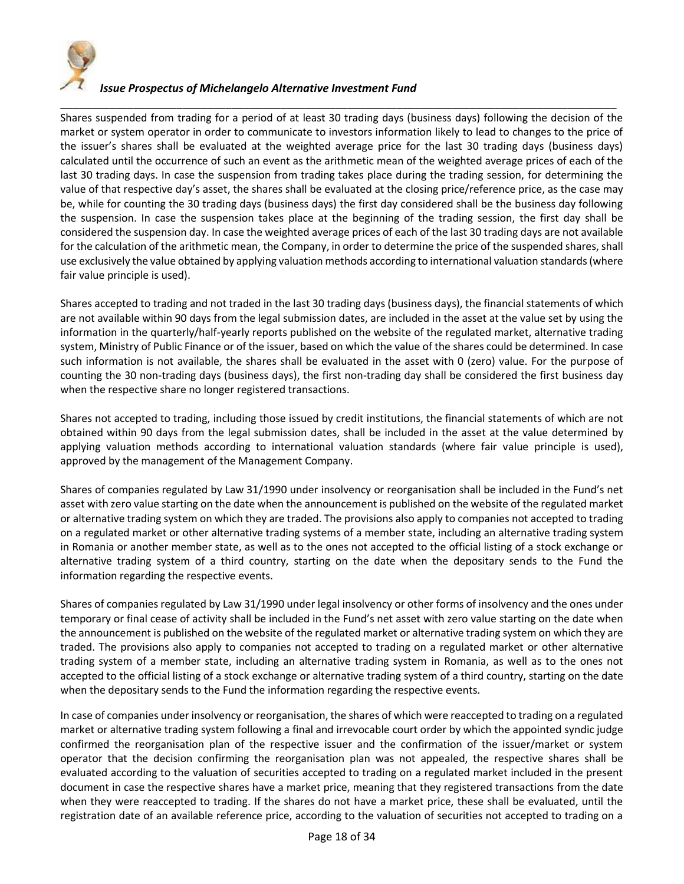Shares suspended from trading for a period of at least 30 trading days (business days) following the decision of the market or system operator in order to communicate to investors information likely to lead to changes to the price of the issuer's shares shall be evaluated at the weighted average price for the last 30 trading days (business days) calculated until the occurrence of such an event as the arithmetic mean of the weighted average prices of each of the last 30 trading days. In case the suspension from trading takes place during the trading session, for determining the value of that respective day's asset, the shares shall be evaluated at the closing price/reference price, as the case may be, while for counting the 30 trading days (business days) the first day considered shall be the business day following the suspension. In case the suspension takes place at the beginning of the trading session, the first day shall be considered the suspension day. In case the weighted average prices of each of the last 30 trading days are not available for the calculation of the arithmetic mean, the Company, in order to determine the price of the suspended shares, shall use exclusively the value obtained by applying valuation methods according to international valuation standards (where fair value principle is used).

Shares accepted to trading and not traded in the last 30 trading days (business days), the financial statements of which are not available within 90 days from the legal submission dates, are included in the asset at the value set by using the information in the quarterly/half-yearly reports published on the website of the regulated market, alternative trading system, Ministry of Public Finance or of the issuer, based on which the value of the shares could be determined. In case such information is not available, the shares shall be evaluated in the asset with 0 (zero) value. For the purpose of counting the 30 non-trading days (business days), the first non-trading day shall be considered the first business day when the respective share no longer registered transactions.

Shares not accepted to trading, including those issued by credit institutions, the financial statements of which are not obtained within 90 days from the legal submission dates, shall be included in the asset at the value determined by applying valuation methods according to international valuation standards (where fair value principle is used), approved by the management of the Management Company.

Shares of companies regulated by Law 31/1990 under insolvency or reorganisation shall be included in the Fund's net asset with zero value starting on the date when the announcement is published on the website of the regulated market or alternative trading system on which they are traded. The provisions also apply to companies not accepted to trading on a regulated market or other alternative trading systems of a member state, including an alternative trading system in Romania or another member state, as well as to the ones not accepted to the official listing of a stock exchange or alternative trading system of a third country, starting on the date when the depositary sends to the Fund the information regarding the respective events.

Shares of companies regulated by Law 31/1990 under legal insolvency or other forms of insolvency and the ones under temporary or final cease of activity shall be included in the Fund's net asset with zero value starting on the date when the announcement is published on the website of the regulated market or alternative trading system on which they are traded. The provisions also apply to companies not accepted to trading on a regulated market or other alternative trading system of a member state, including an alternative trading system in Romania, as well as to the ones not accepted to the official listing of a stock exchange or alternative trading system of a third country, starting on the date when the depositary sends to the Fund the information regarding the respective events.

In case of companies under insolvency or reorganisation, the shares of which were reaccepted to trading on a regulated market or alternative trading system following a final and irrevocable court order by which the appointed syndic judge confirmed the reorganisation plan of the respective issuer and the confirmation of the issuer/market or system operator that the decision confirming the reorganisation plan was not appealed, the respective shares shall be evaluated according to the valuation of securities accepted to trading on a regulated market included in the present document in case the respective shares have a market price, meaning that they registered transactions from the date when they were reaccepted to trading. If the shares do not have a market price, these shall be evaluated, until the registration date of an available reference price, according to the valuation of securities not accepted to trading on a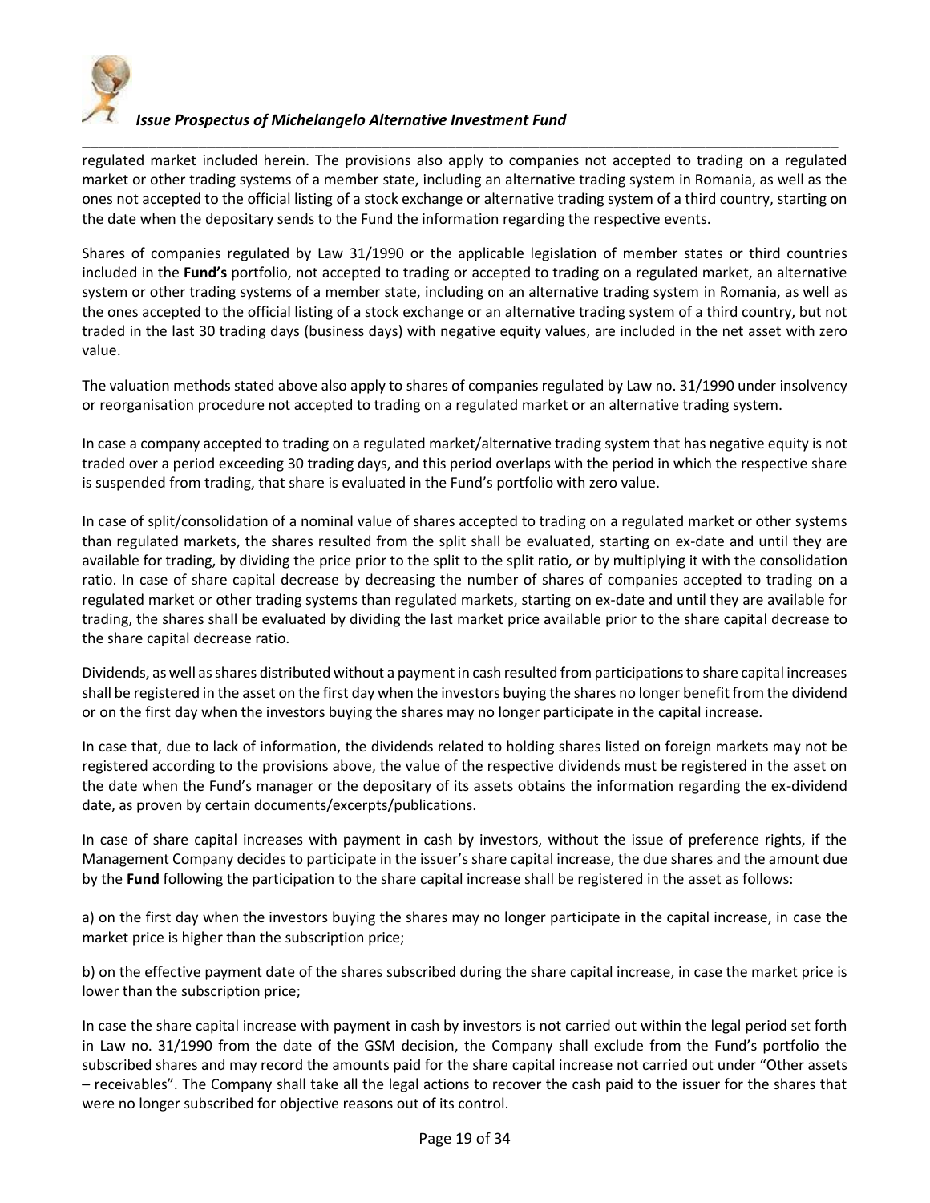regulated market included herein. The provisions also apply to companies not accepted to trading on a regulated market or other trading systems of a member state, including an alternative trading system in Romania, as well as the ones not accepted to the official listing of a stock exchange or alternative trading system of a third country, starting on the date when the depositary sends to the Fund the information regarding the respective events.

Shares of companies regulated by Law 31/1990 or the applicable legislation of member states or third countries included in the **Fund's** portfolio, not accepted to trading or accepted to trading on a regulated market, an alternative system or other trading systems of a member state, including on an alternative trading system in Romania, as well as the ones accepted to the official listing of a stock exchange or an alternative trading system of a third country, but not traded in the last 30 trading days (business days) with negative equity values, are included in the net asset with zero value.

The valuation methods stated above also apply to shares of companies regulated by Law no. 31/1990 under insolvency or reorganisation procedure not accepted to trading on a regulated market or an alternative trading system.

In case a company accepted to trading on a regulated market/alternative trading system that has negative equity is not traded over a period exceeding 30 trading days, and this period overlaps with the period in which the respective share is suspended from trading, that share is evaluated in the Fund's portfolio with zero value.

In case of split/consolidation of a nominal value of shares accepted to trading on a regulated market or other systems than regulated markets, the shares resulted from the split shall be evaluated, starting on ex-date and until they are available for trading, by dividing the price prior to the split to the split ratio, or by multiplying it with the consolidation ratio. In case of share capital decrease by decreasing the number of shares of companies accepted to trading on a regulated market or other trading systems than regulated markets, starting on ex-date and until they are available for trading, the shares shall be evaluated by dividing the last market price available prior to the share capital decrease to the share capital decrease ratio.

Dividends, as well as shares distributed without a payment in cash resulted from participations to share capital increases shall be registered in the asset on the first day when the investors buying the shares no longer benefit from the dividend or on the first day when the investors buying the shares may no longer participate in the capital increase.

In case that, due to lack of information, the dividends related to holding shares listed on foreign markets may not be registered according to the provisions above, the value of the respective dividends must be registered in the asset on the date when the Fund's manager or the depositary of its assets obtains the information regarding the ex-dividend date, as proven by certain documents/excerpts/publications.

In case of share capital increases with payment in cash by investors, without the issue of preference rights, if the Management Company decides to participate in the issuer's share capital increase, the due shares and the amount due by the **Fund** following the participation to the share capital increase shall be registered in the asset as follows:

a) on the first day when the investors buying the shares may no longer participate in the capital increase, in case the market price is higher than the subscription price;

b) on the effective payment date of the shares subscribed during the share capital increase, in case the market price is lower than the subscription price;

In case the share capital increase with payment in cash by investors is not carried out within the legal period set forth in Law no. 31/1990 from the date of the GSM decision, the Company shall exclude from the Fund's portfolio the subscribed shares and may record the amounts paid for the share capital increase not carried out under "Other assets – receivables". The Company shall take all the legal actions to recover the cash paid to the issuer for the shares that were no longer subscribed for objective reasons out of its control.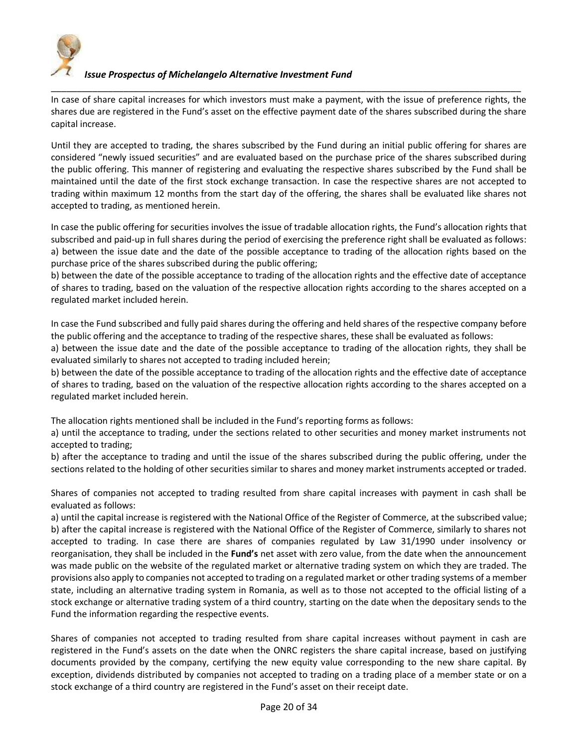In case of share capital increases for which investors must make a payment, with the issue of preference rights, the shares due are registered in the Fund's asset on the effective payment date of the shares subscribed during the share capital increase.

Until they are accepted to trading, the shares subscribed by the Fund during an initial public offering for shares are considered "newly issued securities" and are evaluated based on the purchase price of the shares subscribed during the public offering. This manner of registering and evaluating the respective shares subscribed by the Fund shall be maintained until the date of the first stock exchange transaction. In case the respective shares are not accepted to trading within maximum 12 months from the start day of the offering, the shares shall be evaluated like shares not accepted to trading, as mentioned herein.

In case the public offering for securities involves the issue of tradable allocation rights, the Fund's allocation rights that subscribed and paid-up in full shares during the period of exercising the preference right shall be evaluated as follows:
a) between the issue date and the date of the possible acceptance to trading of the allocation rights based on the purchase price of the shares subscribed during the public offering;
b) between the date of the possible acceptance to trading of the allocation rights and the effective date of acceptance of shares to trading, based on the valuation of the respective allocation rights according to the shares accepted on a regulated market included herein.

In case the Fund subscribed and fully paid shares during the offering and held shares of the respective company before the public offering and the acceptance to trading of the respective shares, these shall be evaluated as follows:
a) between the issue date and the date of the possible acceptance to trading of the allocation rights, they shall be evaluated similarly to shares not accepted to trading included herein;
b) between the date of the possible acceptance to trading of the allocation rights and the effective date of acceptance of shares to trading, based on the valuation of the respective allocation rights according to the shares accepted on a regulated market included herein.

The allocation rights mentioned shall be included in the Fund's reporting forms as follows:
a) until the acceptance to trading, under the sections related to other securities and money market instruments not accepted to trading;
b) after the acceptance to trading and until the issue of the shares subscribed during the public offering, under the sections related to the holding of other securities similar to shares and money market instruments accepted or traded.

Shares of companies not accepted to trading resulted from share capital increases with payment in cash shall be evaluated as follows:
a) until the capital increase is registered with the National Office of the Register of Commerce, at the subscribed value;
b) after the capital increase is registered with the National Office of the Register of Commerce, similarly to shares not accepted to trading. In case there are shares of companies regulated by Law 31/1990 under insolvency or reorganisation, they shall be included in the **Fund's** net asset with zero value, from the date when the announcement was made public on the website of the regulated market or alternative trading system on which they are traded. The provisions also apply to companies not accepted to trading on a regulated market or other trading systems of a member state, including an alternative trading system in Romania, as well as to those not accepted to the official listing of a stock exchange or alternative trading system of a third country, starting on the date when the depositary sends to the Fund the information regarding the respective events.

Shares of companies not accepted to trading resulted from share capital increases without payment in cash are registered in the Fund's assets on the date when the ONRC registers the share capital increase, based on justifying documents provided by the company, certifying the new equity value corresponding to the new share capital. By exception, dividends distributed by companies not accepted to trading on a trading place of a member state or on a stock exchange of a third country are registered in the Fund's asset on their receipt date.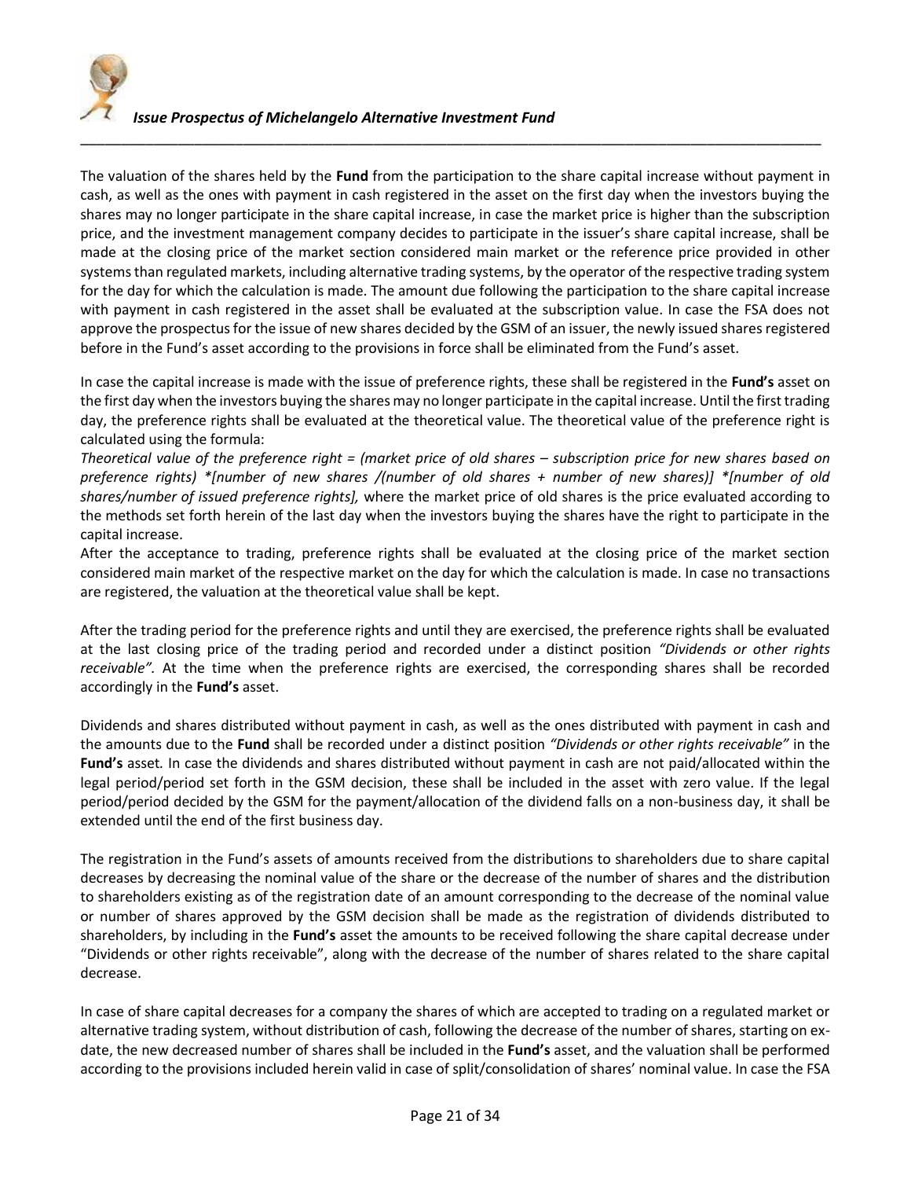The valuation of the shares held by the **Fund** from the participation to the share capital increase without payment in cash, as well as the ones with payment in cash registered in the asset on the first day when the investors buying the shares may no longer participate in the share capital increase, in case the market price is higher than the subscription price, and the investment management company decides to participate in the issuer's share capital increase, shall be made at the closing price of the market section considered main market or the reference price provided in other systems than regulated markets, including alternative trading systems, by the operator of the respective trading system for the day for which the calculation is made. The amount due following the participation to the share capital increase with payment in cash registered in the asset shall be evaluated at the subscription value. In case the FSA does not approve the prospectus for the issue of new shares decided by the GSM of an issuer, the newly issued shares registered before in the Fund's asset according to the provisions in force shall be eliminated from the Fund's asset.

In case the capital increase is made with the issue of preference rights, these shall be registered in the **Fund's** asset on the first day when the investors buying the shares may no longer participate in the capital increase. Until the first trading day, the preference rights shall be evaluated at the theoretical value. The theoretical value of the preference right is calculated using the formula:

*Theoretical value of the preference right = (market price of old shares – subscription price for new shares based on preference rights) *[number of new shares /(number of old shares + number of new shares)] *[number of old shares/number of issued preference rights],* where the market price of old shares is the price evaluated according to the methods set forth herein of the last day when the investors buying the shares have the right to participate in the capital increase.

After the acceptance to trading, preference rights shall be evaluated at the closing price of the market section considered main market of the respective market on the day for which the calculation is made. In case no transactions are registered, the valuation at the theoretical value shall be kept.

After the trading period for the preference rights and until they are exercised, the preference rights shall be evaluated at the last closing price of the trading period and recorded under a distinct position *"Dividends or other rights receivable".* At the time when the preference rights are exercised, the corresponding shares shall be recorded accordingly in the **Fund's** asset.

Dividends and shares distributed without payment in cash, as well as the ones distributed with payment in cash and the amounts due to the **Fund** shall be recorded under a distinct position *"Dividends or other rights receivable"* in the **Fund's** asset. In case the dividends and shares distributed without payment in cash are not paid/allocated within the legal period/period set forth in the GSM decision, these shall be included in the asset with zero value. If the legal period/period decided by the GSM for the payment/allocation of the dividend falls on a non-business day, it shall be extended until the end of the first business day.

The registration in the Fund's assets of amounts received from the distributions to shareholders due to share capital decreases by decreasing the nominal value of the share or the decrease of the number of shares and the distribution to shareholders existing as of the registration date of an amount corresponding to the decrease of the nominal value or number of shares approved by the GSM decision shall be made as the registration of dividends distributed to shareholders, by including in the **Fund's** asset the amounts to be received following the share capital decrease under "Dividends or other rights receivable", along with the decrease of the number of shares related to the share capital decrease.

In case of share capital decreases for a company the shares of which are accepted to trading on a regulated market or alternative trading system, without distribution of cash, following the decrease of the number of shares, starting on ex-date, the new decreased number of shares shall be included in the **Fund's** asset, and the valuation shall be performed according to the provisions included herein valid in case of split/consolidation of shares' nominal value. In case the FSA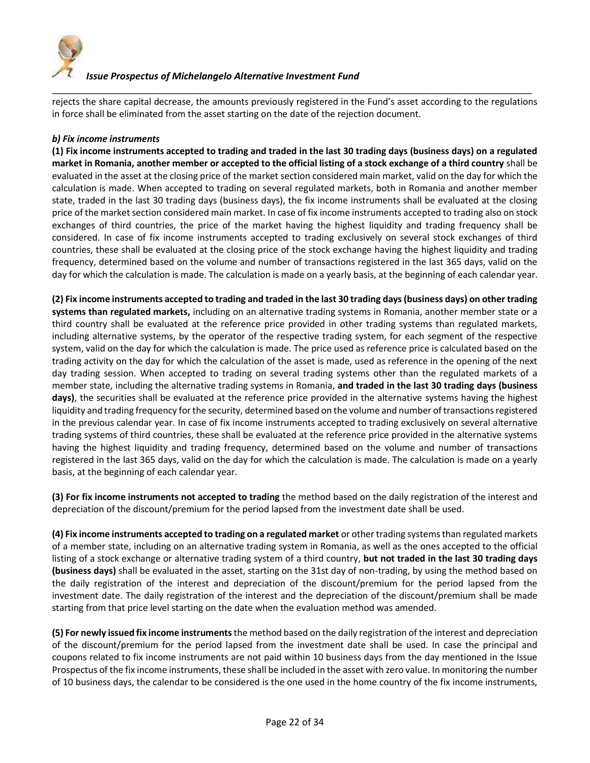rejects the share capital decrease, the amounts previously registered in the Fund's asset according to the regulations in force shall be eliminated from the asset starting on the date of the rejection document.

***b) Fix income instruments***

**(1) Fix income instruments accepted to trading and traded in the last 30 trading days (business days) on a regulated market in Romania, another member or accepted to the official listing of a stock exchange of a third country** shall be evaluated in the asset at the closing price of the market section considered main market, valid on the day for which the calculation is made. When accepted to trading on several regulated markets, both in Romania and another member state, traded in the last 30 trading days (business days), the fix income instruments shall be evaluated at the closing price of the market section considered main market. In case of fix income instruments accepted to trading also on stock exchanges of third countries, the price of the market having the highest liquidity and trading frequency shall be considered. In case of fix income instruments accepted to trading exclusively on several stock exchanges of third countries, these shall be evaluated at the closing price of the stock exchange having the highest liquidity and trading frequency, determined based on the volume and number of transactions registered in the last 365 days, valid on the day for which the calculation is made. The calculation is made on a yearly basis, at the beginning of each calendar year.

**(2) Fix income instruments accepted to trading and traded in the last 30 trading days (business days) on other trading systems than regulated markets,** including on an alternative trading systems in Romania, another member state or a third country shall be evaluated at the reference price provided in other trading systems than regulated markets, including alternative systems, by the operator of the respective trading system, for each segment of the respective system, valid on the day for which the calculation is made. The price used as reference price is calculated based on the trading activity on the day for which the calculation of the asset is made, used as reference in the opening of the next day trading session. When accepted to trading on several trading systems other than the regulated markets of a member state, including the alternative trading systems in Romania, **and traded in the last 30 trading days (business days)**, the securities shall be evaluated at the reference price provided in the alternative systems having the highest liquidity and trading frequency for the security, determined based on the volume and number of transactions registered in the previous calendar year. In case of fix income instruments accepted to trading exclusively on several alternative trading systems of third countries, these shall be evaluated at the reference price provided in the alternative systems having the highest liquidity and trading frequency, determined based on the volume and number of transactions registered in the last 365 days, valid on the day for which the calculation is made. The calculation is made on a yearly basis, at the beginning of each calendar year.

**(3) For fix income instruments not accepted to trading** the method based on the daily registration of the interest and depreciation of the discount/premium for the period lapsed from the investment date shall be used.

**(4) Fix income instruments accepted to trading on a regulated market** or other trading systems than regulated markets of a member state, including on an alternative trading system in Romania, as well as the ones accepted to the official listing of a stock exchange or alternative trading system of a third country, **but not traded in the last 30 trading days (business days)** shall be evaluated in the asset, starting on the 31st day of non-trading, by using the method based on the daily registration of the interest and depreciation of the discount/premium for the period lapsed from the investment date. The daily registration of the interest and the depreciation of the discount/premium shall be made starting from that price level starting on the date when the evaluation method was amended.

**(5) For newly issued fix income instruments** the method based on the daily registration of the interest and depreciation of the discount/premium for the period lapsed from the investment date shall be used. In case the principal and coupons related to fix income instruments are not paid within 10 business days from the day mentioned in the Issue Prospectus of the fix income instruments, these shall be included in the asset with zero value. In monitoring the number of 10 business days, the calendar to be considered is the one used in the home country of the fix income instruments,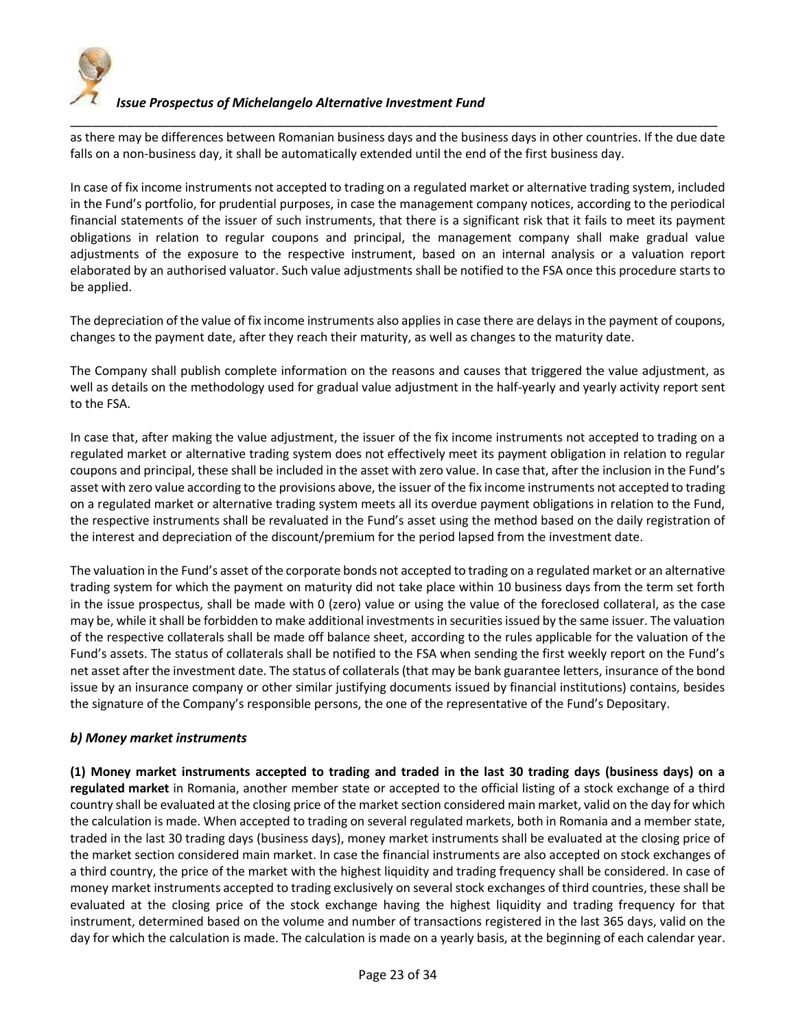as there may be differences between Romanian business days and the business days in other countries. If the due date falls on a non-business day, it shall be automatically extended until the end of the first business day.

In case of fix income instruments not accepted to trading on a regulated market or alternative trading system, included in the Fund's portfolio, for prudential purposes, in case the management company notices, according to the periodical financial statements of the issuer of such instruments, that there is a significant risk that it fails to meet its payment obligations in relation to regular coupons and principal, the management company shall make gradual value adjustments of the exposure to the respective instrument, based on an internal analysis or a valuation report elaborated by an authorised valuator. Such value adjustments shall be notified to the FSA once this procedure starts to be applied.

The depreciation of the value of fix income instruments also applies in case there are delays in the payment of coupons, changes to the payment date, after they reach their maturity, as well as changes to the maturity date.

The Company shall publish complete information on the reasons and causes that triggered the value adjustment, as well as details on the methodology used for gradual value adjustment in the half-yearly and yearly activity report sent to the FSA.

In case that, after making the value adjustment, the issuer of the fix income instruments not accepted to trading on a regulated market or alternative trading system does not effectively meet its payment obligation in relation to regular coupons and principal, these shall be included in the asset with zero value. In case that, after the inclusion in the Fund's asset with zero value according to the provisions above, the issuer of the fix income instruments not accepted to trading on a regulated market or alternative trading system meets all its overdue payment obligations in relation to the Fund, the respective instruments shall be revaluated in the Fund's asset using the method based on the daily registration of the interest and depreciation of the discount/premium for the period lapsed from the investment date.

The valuation in the Fund's asset of the corporate bonds not accepted to trading on a regulated market or an alternative trading system for which the payment on maturity did not take place within 10 business days from the term set forth in the issue prospectus, shall be made with 0 (zero) value or using the value of the foreclosed collateral, as the case may be, while it shall be forbidden to make additional investments in securities issued by the same issuer. The valuation of the respective collaterals shall be made off balance sheet, according to the rules applicable for the valuation of the Fund's assets. The status of collaterals shall be notified to the FSA when sending the first weekly report on the Fund's net asset after the investment date. The status of collaterals (that may be bank guarantee letters, insurance of the bond issue by an insurance company or other similar justifying documents issued by financial institutions) contains, besides the signature of the Company's responsible persons, the one of the representative of the Fund's Depositary.

***b) Money market instruments***

**(1) Money market instruments accepted to trading and traded in the last 30 trading days (business days) on a regulated market** in Romania, another member state or accepted to the official listing of a stock exchange of a third country shall be evaluated at the closing price of the market section considered main market, valid on the day for which the calculation is made. When accepted to trading on several regulated markets, both in Romania and a member state, traded in the last 30 trading days (business days), money market instruments shall be evaluated at the closing price of the market section considered main market. In case the financial instruments are also accepted on stock exchanges of a third country, the price of the market with the highest liquidity and trading frequency shall be considered. In case of money market instruments accepted to trading exclusively on several stock exchanges of third countries, these shall be evaluated at the closing price of the stock exchange having the highest liquidity and trading frequency for that instrument, determined based on the volume and number of transactions registered in the last 365 days, valid on the day for which the calculation is made. The calculation is made on a yearly basis, at the beginning of each calendar year.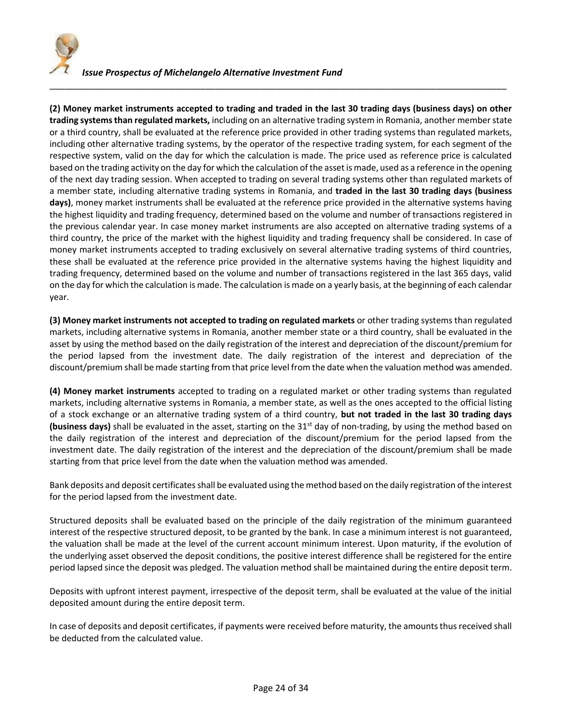**(2) Money market instruments accepted to trading and traded in the last 30 trading days (business days) on other trading systems than regulated markets,** including on an alternative trading system in Romania, another member state or a third country, shall be evaluated at the reference price provided in other trading systems than regulated markets, including other alternative trading systems, by the operator of the respective trading system, for each segment of the respective system, valid on the day for which the calculation is made. The price used as reference price is calculated based on the trading activity on the day for which the calculation of the asset is made, used as a reference in the opening of the next day trading session. When accepted to trading on several trading systems other than regulated markets of a member state, including alternative trading systems in Romania, and **traded in the last 30 trading days (business days)**, money market instruments shall be evaluated at the reference price provided in the alternative systems having the highest liquidity and trading frequency, determined based on the volume and number of transactions registered in the previous calendar year. In case money market instruments are also accepted on alternative trading systems of a third country, the price of the market with the highest liquidity and trading frequency shall be considered. In case of money market instruments accepted to trading exclusively on several alternative trading systems of third countries, these shall be evaluated at the reference price provided in the alternative systems having the highest liquidity and trading frequency, determined based on the volume and number of transactions registered in the last 365 days, valid on the day for which the calculation is made. The calculation is made on a yearly basis, at the beginning of each calendar year.

**(3) Money market instruments not accepted to trading on regulated markets** or other trading systems than regulated markets, including alternative systems in Romania, another member state or a third country, shall be evaluated in the asset by using the method based on the daily registration of the interest and depreciation of the discount/premium for the period lapsed from the investment date. The daily registration of the interest and depreciation of the discount/premium shall be made starting from that price level from the date when the valuation method was amended.

**(4) Money market instruments** accepted to trading on a regulated market or other trading systems than regulated markets, including alternative systems in Romania, a member state, as well as the ones accepted to the official listing of a stock exchange or an alternative trading system of a third country, **but not traded in the last 30 trading days (business days)** shall be evaluated in the asset, starting on the 31st day of non-trading, by using the method based on the daily registration of the interest and depreciation of the discount/premium for the period lapsed from the investment date. The daily registration of the interest and the depreciation of the discount/premium shall be made starting from that price level from the date when the valuation method was amended.

Bank deposits and deposit certificates shall be evaluated using the method based on the daily registration of the interest for the period lapsed from the investment date.

Structured deposits shall be evaluated based on the principle of the daily registration of the minimum guaranteed interest of the respective structured deposit, to be granted by the bank. In case a minimum interest is not guaranteed, the valuation shall be made at the level of the current account minimum interest. Upon maturity, if the evolution of the underlying asset observed the deposit conditions, the positive interest difference shall be registered for the entire period lapsed since the deposit was pledged. The valuation method shall be maintained during the entire deposit term.

Deposits with upfront interest payment, irrespective of the deposit term, shall be evaluated at the value of the initial deposited amount during the entire deposit term.

In case of deposits and deposit certificates, if payments were received before maturity, the amounts thus received shall be deducted from the calculated value.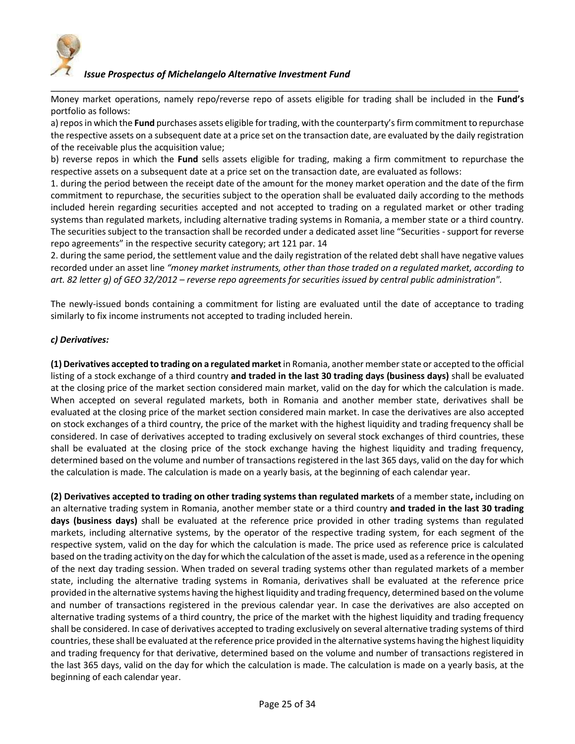Money market operations, namely repo/reverse repo of assets eligible for trading shall be included in the **Fund's** portfolio as follows:

a) repos in which the **Fund** purchases assets eligible for trading, with the counterparty's firm commitment to repurchase the respective assets on a subsequent date at a price set on the transaction date, are evaluated by the daily registration of the receivable plus the acquisition value;

b) reverse repos in which the **Fund** sells assets eligible for trading, making a firm commitment to repurchase the respective assets on a subsequent date at a price set on the transaction date, are evaluated as follows:

1. during the period between the receipt date of the amount for the money market operation and the date of the firm commitment to repurchase, the securities subject to the operation shall be evaluated daily according to the methods included herein regarding securities accepted and not accepted to trading on a regulated market or other trading systems than regulated markets, including alternative trading systems in Romania, a member state or a third country. The securities subject to the transaction shall be recorded under a dedicated asset line "Securities - support for reverse repo agreements" in the respective security category; art 121 par. 14
2. during the same period, the settlement value and the daily registration of the related debt shall have negative values recorded under an asset line *"money market instruments, other than those traded on a regulated market, according to art. 82 letter g) of GEO 32/2012 – reverse repo agreements for securities issued by central public administration"*.

The newly-issued bonds containing a commitment for listing are evaluated until the date of acceptance to trading similarly to fix income instruments not accepted to trading included herein.

***c) Derivatives:***

**(1) Derivatives accepted to trading on a regulated market** in Romania, another member state or accepted to the official listing of a stock exchange of a third country **and traded in the last 30 trading days (business days)** shall be evaluated at the closing price of the market section considered main market, valid on the day for which the calculation is made. When accepted on several regulated markets, both in Romania and another member state, derivatives shall be evaluated at the closing price of the market section considered main market. In case the derivatives are also accepted on stock exchanges of a third country, the price of the market with the highest liquidity and trading frequency shall be considered. In case of derivatives accepted to trading exclusively on several stock exchanges of third countries, these shall be evaluated at the closing price of the stock exchange having the highest liquidity and trading frequency, determined based on the volume and number of transactions registered in the last 365 days, valid on the day for which the calculation is made. The calculation is made on a yearly basis, at the beginning of each calendar year.

**(2) Derivatives accepted to trading on other trading systems than regulated markets** of a member state**,** including on an alternative trading system in Romania, another member state or a third country **and traded in the last 30 trading days (business days)** shall be evaluated at the reference price provided in other trading systems than regulated markets, including alternative systems, by the operator of the respective trading system, for each segment of the respective system, valid on the day for which the calculation is made. The price used as reference price is calculated based on the trading activity on the day for which the calculation of the asset is made, used as a reference in the opening of the next day trading session. When traded on several trading systems other than regulated markets of a member state, including the alternative trading systems in Romania, derivatives shall be evaluated at the reference price provided in the alternative systems having the highest liquidity and trading frequency, determined based on the volume and number of transactions registered in the previous calendar year. In case the derivatives are also accepted on alternative trading systems of a third country, the price of the market with the highest liquidity and trading frequency shall be considered. In case of derivatives accepted to trading exclusively on several alternative trading systems of third countries, these shall be evaluated at the reference price provided in the alternative systems having the highest liquidity and trading frequency for that derivative, determined based on the volume and number of transactions registered in the last 365 days, valid on the day for which the calculation is made. The calculation is made on a yearly basis, at the beginning of each calendar year.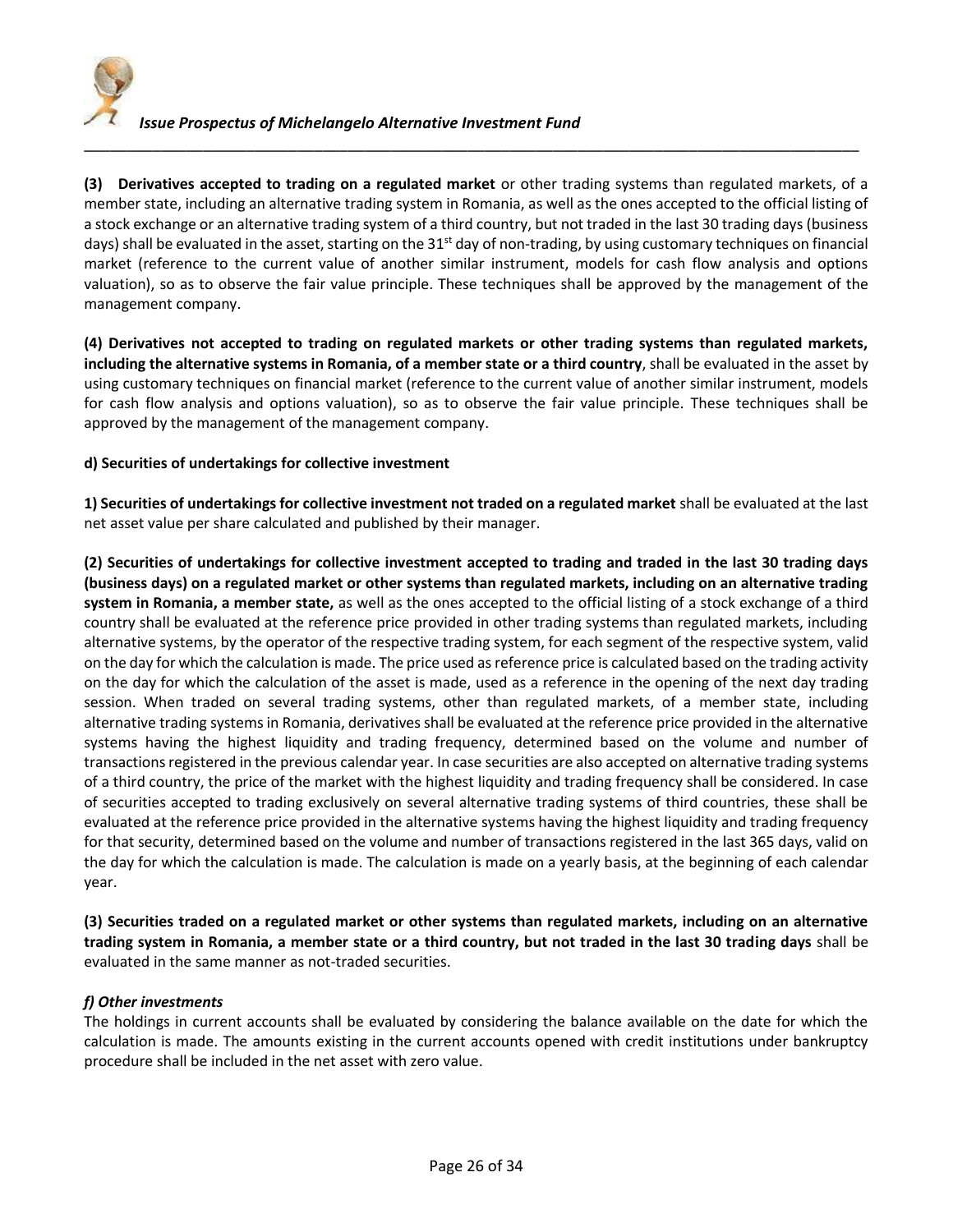**(3) Derivatives accepted to trading on a regulated market** or other trading systems than regulated markets, of a member state, including an alternative trading system in Romania, as well as the ones accepted to the official listing of a stock exchange or an alternative trading system of a third country, but not traded in the last 30 trading days (business days) shall be evaluated in the asset, starting on the 31st day of non-trading, by using customary techniques on financial market (reference to the current value of another similar instrument, models for cash flow analysis and options valuation), so as to observe the fair value principle. These techniques shall be approved by the management of the management company.

**(4) Derivatives not accepted to trading on regulated markets or other trading systems than regulated markets, including the alternative systems in Romania, of a member state or a third country**, shall be evaluated in the asset by using customary techniques on financial market (reference to the current value of another similar instrument, models for cash flow analysis and options valuation), so as to observe the fair value principle. These techniques shall be approved by the management of the management company.

**d) Securities of undertakings for collective investment**

**1) Securities of undertakings for collective investment not traded on a regulated market** shall be evaluated at the last net asset value per share calculated and published by their manager.

**(2) Securities of undertakings for collective investment accepted to trading and traded in the last 30 trading days (business days) on a regulated market or other systems than regulated markets, including on an alternative trading system in Romania, a member state,** as well as the ones accepted to the official listing of a stock exchange of a third country shall be evaluated at the reference price provided in other trading systems than regulated markets, including alternative systems, by the operator of the respective trading system, for each segment of the respective system, valid on the day for which the calculation is made. The price used as reference price is calculated based on the trading activity on the day for which the calculation of the asset is made, used as a reference in the opening of the next day trading session. When traded on several trading systems, other than regulated markets, of a member state, including alternative trading systems in Romania, derivatives shall be evaluated at the reference price provided in the alternative systems having the highest liquidity and trading frequency, determined based on the volume and number of transactions registered in the previous calendar year. In case securities are also accepted on alternative trading systems of a third country, the price of the market with the highest liquidity and trading frequency shall be considered. In case of securities accepted to trading exclusively on several alternative trading systems of third countries, these shall be evaluated at the reference price provided in the alternative systems having the highest liquidity and trading frequency for that security, determined based on the volume and number of transactions registered in the last 365 days, valid on the day for which the calculation is made. The calculation is made on a yearly basis, at the beginning of each calendar year.

**(3) Securities traded on a regulated market or other systems than regulated markets, including on an alternative trading system in Romania, a member state or a third country, but not traded in the last 30 trading days** shall be evaluated in the same manner as not-traded securities.

***f) Other investments***

The holdings in current accounts shall be evaluated by considering the balance available on the date for which the calculation is made. The amounts existing in the current accounts opened with credit institutions under bankruptcy procedure shall be included in the net asset with zero value.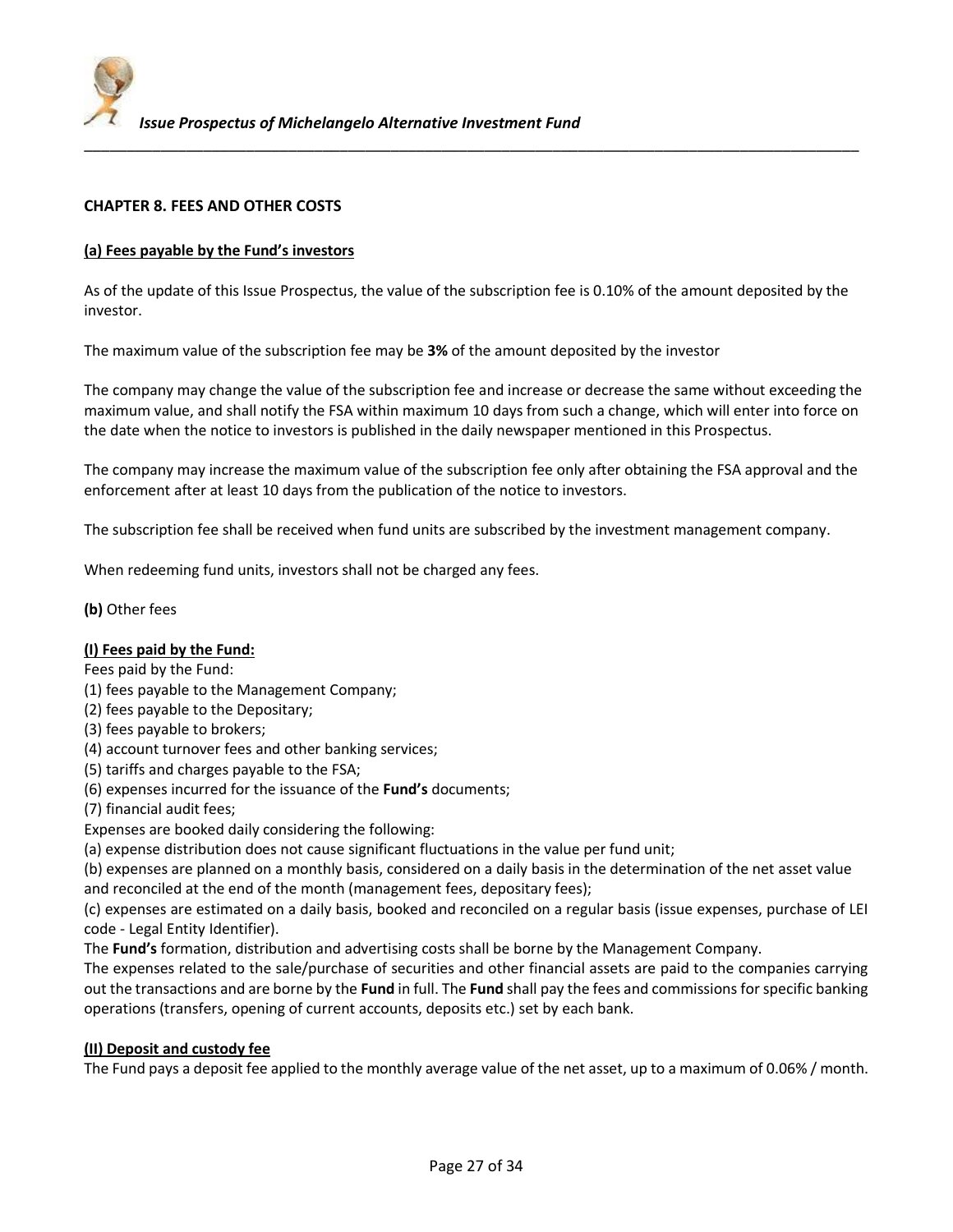## CHAPTER 8. FEES AND OTHER COSTS

**(a) Fees payable by the Fund's investors**

As of the update of this Issue Prospectus, the value of the subscription fee is 0.10% of the amount deposited by the investor.

The maximum value of the subscription fee may be **3%** of the amount deposited by the investor

The company may change the value of the subscription fee and increase or decrease the same without exceeding the maximum value, and shall notify the FSA within maximum 10 days from such a change, which will enter into force on the date when the notice to investors is published in the daily newspaper mentioned in this Prospectus.

The company may increase the maximum value of the subscription fee only after obtaining the FSA approval and the enforcement after at least 10 days from the publication of the notice to investors.

The subscription fee shall be received when fund units are subscribed by the investment management company.

When redeeming fund units, investors shall not be charged any fees.

**(b)** Other fees

**(I) Fees paid by the Fund:**

Fees paid by the Fund:
(1) fees payable to the Management Company;
(2) fees payable to the Depositary;
(3) fees payable to brokers;
(4) account turnover fees and other banking services;
(5) tariffs and charges payable to the FSA;
(6) expenses incurred for the issuance of the **Fund's** documents;
(7) financial audit fees;

Expenses are booked daily considering the following:
(a) expense distribution does not cause significant fluctuations in the value per fund unit;
(b) expenses are planned on a monthly basis, considered on a daily basis in the determination of the net asset value and reconciled at the end of the month (management fees, depositary fees);
(c) expenses are estimated on a daily basis, booked and reconciled on a regular basis (issue expenses, purchase of LEI code - Legal Entity Identifier).

The **Fund's** formation, distribution and advertising costs shall be borne by the Management Company.
The expenses related to the sale/purchase of securities and other financial assets are paid to the companies carrying out the transactions and are borne by the **Fund** in full. The **Fund** shall pay the fees and commissions for specific banking operations (transfers, opening of current accounts, deposits etc.) set by each bank.

**(II) Deposit and custody fee**

The Fund pays a deposit fee applied to the monthly average value of the net asset, up to a maximum of 0.06% / month.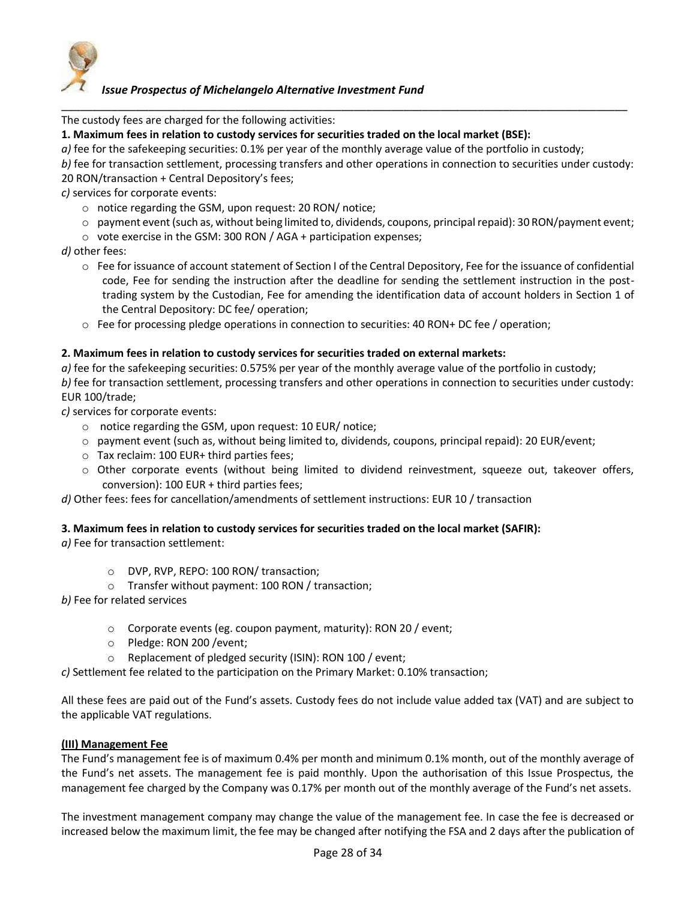The custody fees are charged for the following activities:

**1. Maximum fees in relation to custody services for securities traded on the local market (BSE):**

*a)* fee for the safekeeping securities: 0.1% per year of the monthly average value of the portfolio in custody;

*b)* fee for transaction settlement, processing transfers and other operations in connection to securities under custody: 20 RON/transaction + Central Depository's fees;

*c)* services for corporate events:

- notice regarding the GSM, upon request: 20 RON/ notice;
- payment event (such as, without being limited to, dividends, coupons, principal repaid): 30 RON/payment event;
- vote exercise in the GSM: 300 RON / AGA + participation expenses;

*d)* other fees:

- Fee for issuance of account statement of Section I of the Central Depository, Fee for the issuance of confidential code, Fee for sending the instruction after the deadline for sending the settlement instruction in the post-trading system by the Custodian, Fee for amending the identification data of account holders in Section 1 of the Central Depository: DC fee/ operation;
- Fee for processing pledge operations in connection to securities: 40 RON+ DC fee / operation;

**2. Maximum fees in relation to custody services for securities traded on external markets:**

*a)* fee for the safekeeping securities: 0.575% per year of the monthly average value of the portfolio in custody;

*b)* fee for transaction settlement, processing transfers and other operations in connection to securities under custody: EUR 100/trade;

*c)* services for corporate events:

- notice regarding the GSM, upon request: 10 EUR/ notice;
- payment event (such as, without being limited to, dividends, coupons, principal repaid): 20 EUR/event;
- Tax reclaim: 100 EUR+ third parties fees;
- Other corporate events (without being limited to dividend reinvestment, squeeze out, takeover offers, conversion): 100 EUR + third parties fees;

*d)* Other fees: fees for cancellation/amendments of settlement instructions: EUR 10 / transaction

**3. Maximum fees in relation to custody services for securities traded on the local market (SAFIR):**

*a)* Fee for transaction settlement:

- DVP, RVP, REPO: 100 RON/ transaction;
- Transfer without payment: 100 RON / transaction;

*b)* Fee for related services

- Corporate events (eg. coupon payment, maturity): RON 20 / event;
- Pledge: RON 200 /event;
- Replacement of pledged security (ISIN): RON 100 / event;

*c)* Settlement fee related to the participation on the Primary Market: 0.10% transaction;

All these fees are paid out of the Fund's assets. Custody fees do not include value added tax (VAT) and are subject to the applicable VAT regulations.

**(III) Management Fee**

The Fund's management fee is of maximum 0.4% per month and minimum 0.1% month, out of the monthly average of the Fund's net assets. The management fee is paid monthly. Upon the authorisation of this Issue Prospectus, the management fee charged by the Company was 0.17% per month out of the monthly average of the Fund's net assets.

The investment management company may change the value of the management fee. In case the fee is decreased or increased below the maximum limit, the fee may be changed after notifying the FSA and 2 days after the publication of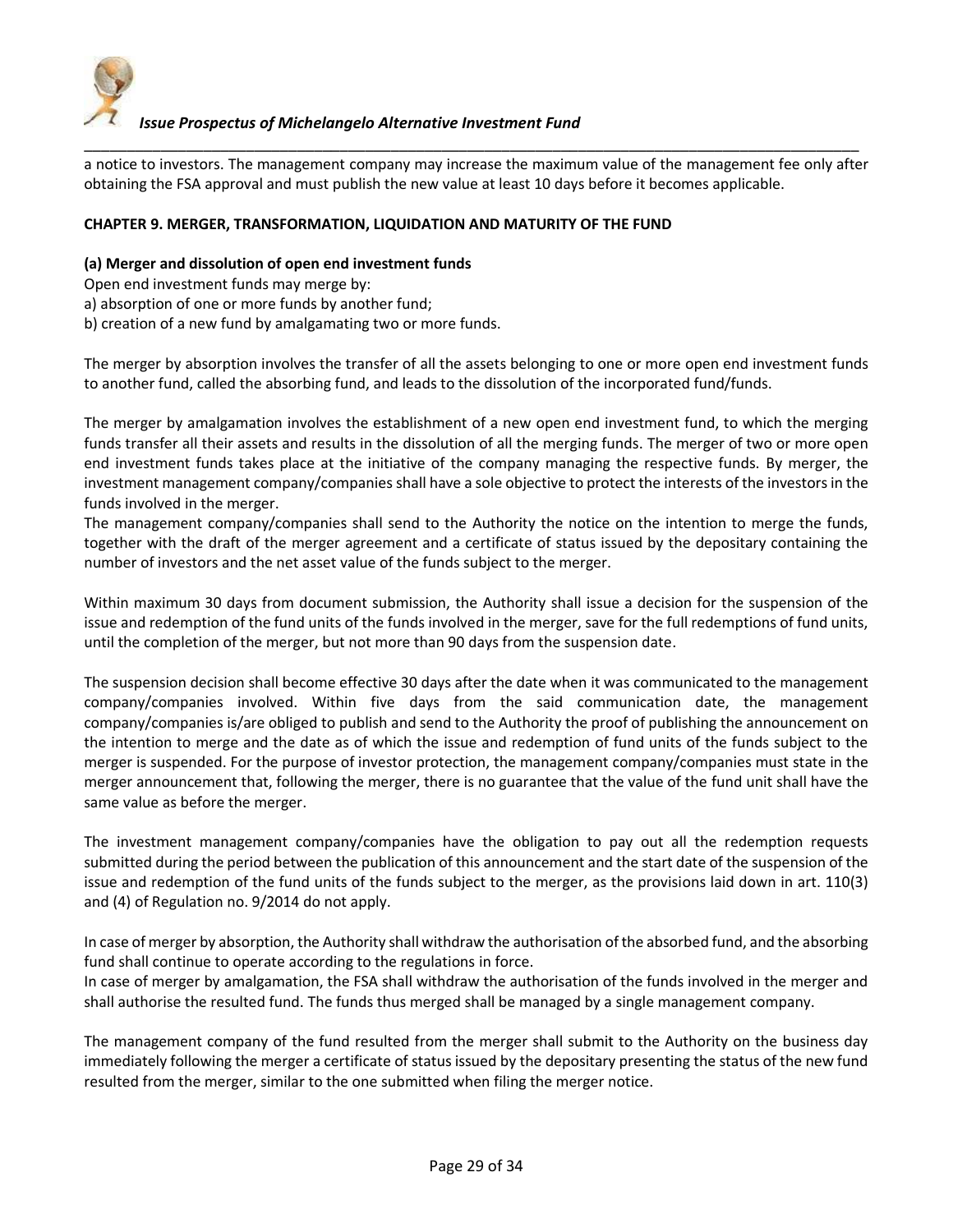a notice to investors. The management company may increase the maximum value of the management fee only after obtaining the FSA approval and must publish the new value at least 10 days before it becomes applicable.

## CHAPTER 9. MERGER, TRANSFORMATION, LIQUIDATION AND MATURITY OF THE FUND

### (a) Merger and dissolution of open end investment funds

Open end investment funds may merge by:

a) absorption of one or more funds by another fund;

b) creation of a new fund by amalgamating two or more funds.

The merger by absorption involves the transfer of all the assets belonging to one or more open end investment funds to another fund, called the absorbing fund, and leads to the dissolution of the incorporated fund/funds.

The merger by amalgamation involves the establishment of a new open end investment fund, to which the merging funds transfer all their assets and results in the dissolution of all the merging funds. The merger of two or more open end investment funds takes place at the initiative of the company managing the respective funds. By merger, the investment management company/companies shall have a sole objective to protect the interests of the investors in the funds involved in the merger.

The management company/companies shall send to the Authority the notice on the intention to merge the funds, together with the draft of the merger agreement and a certificate of status issued by the depositary containing the number of investors and the net asset value of the funds subject to the merger.

Within maximum 30 days from document submission, the Authority shall issue a decision for the suspension of the issue and redemption of the fund units of the funds involved in the merger, save for the full redemptions of fund units, until the completion of the merger, but not more than 90 days from the suspension date.

The suspension decision shall become effective 30 days after the date when it was communicated to the management company/companies involved. Within five days from the said communication date, the management company/companies is/are obliged to publish and send to the Authority the proof of publishing the announcement on the intention to merge and the date as of which the issue and redemption of fund units of the funds subject to the merger is suspended. For the purpose of investor protection, the management company/companies must state in the merger announcement that, following the merger, there is no guarantee that the value of the fund unit shall have the same value as before the merger.

The investment management company/companies have the obligation to pay out all the redemption requests submitted during the period between the publication of this announcement and the start date of the suspension of the issue and redemption of the fund units of the funds subject to the merger, as the provisions laid down in art. 110(3) and (4) of Regulation no. 9/2014 do not apply.

In case of merger by absorption, the Authority shall withdraw the authorisation of the absorbed fund, and the absorbing fund shall continue to operate according to the regulations in force.

In case of merger by amalgamation, the FSA shall withdraw the authorisation of the funds involved in the merger and shall authorise the resulted fund. The funds thus merged shall be managed by a single management company.

The management company of the fund resulted from the merger shall submit to the Authority on the business day immediately following the merger a certificate of status issued by the depositary presenting the status of the new fund resulted from the merger, similar to the one submitted when filing the merger notice.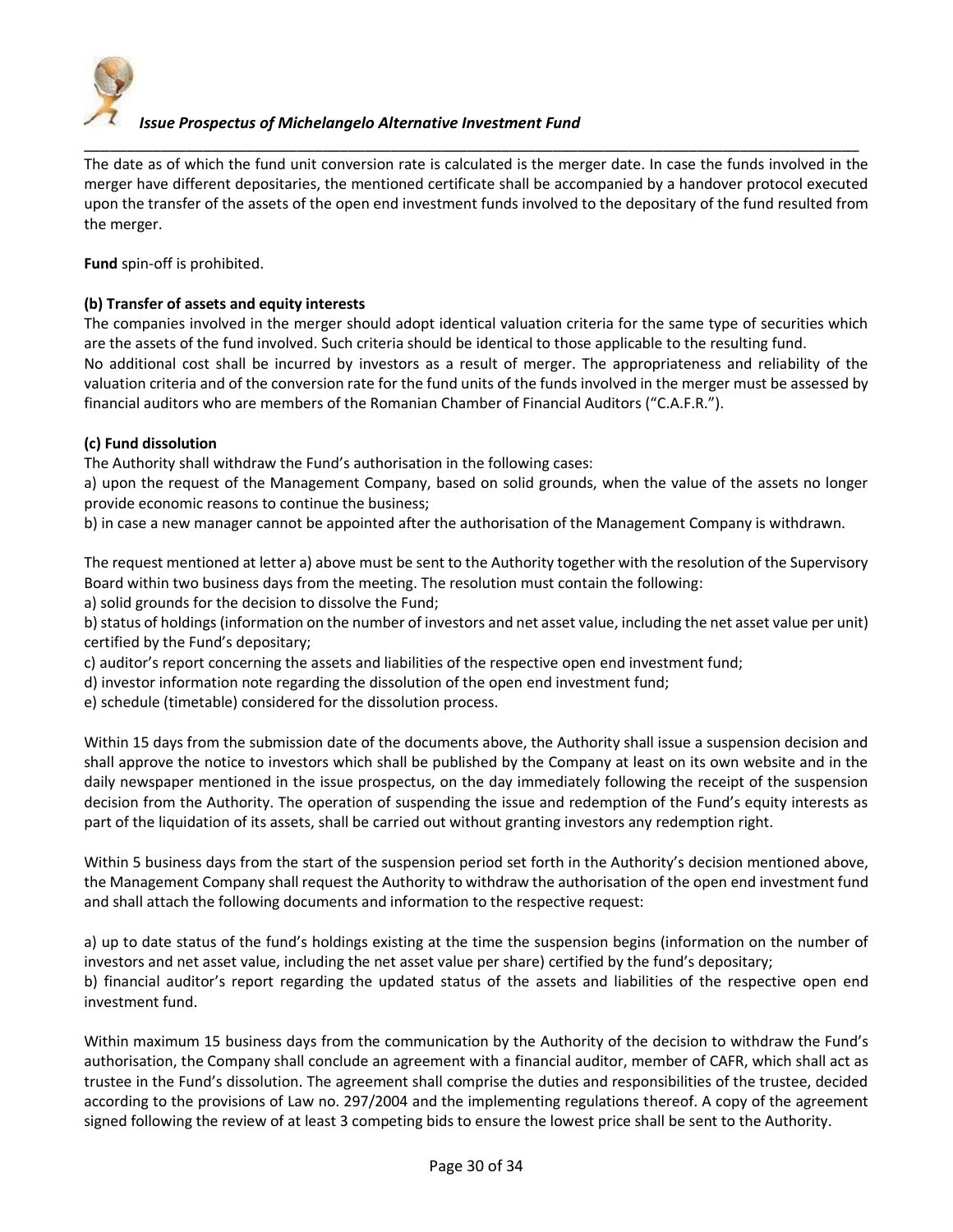The date as of which the fund unit conversion rate is calculated is the merger date. In case the funds involved in the merger have different depositaries, the mentioned certificate shall be accompanied by a handover protocol executed upon the transfer of the assets of the open end investment funds involved to the depositary of the fund resulted from the merger.

**Fund** spin-off is prohibited.

**(b) Transfer of assets and equity interests**

The companies involved in the merger should adopt identical valuation criteria for the same type of securities which are the assets of the fund involved. Such criteria should be identical to those applicable to the resulting fund.

No additional cost shall be incurred by investors as a result of merger. The appropriateness and reliability of the valuation criteria and of the conversion rate for the fund units of the funds involved in the merger must be assessed by financial auditors who are members of the Romanian Chamber of Financial Auditors ("C.A.F.R.").

**(c) Fund dissolution**

The Authority shall withdraw the Fund's authorisation in the following cases:

a) upon the request of the Management Company, based on solid grounds, when the value of the assets no longer provide economic reasons to continue the business;

b) in case a new manager cannot be appointed after the authorisation of the Management Company is withdrawn.

The request mentioned at letter a) above must be sent to the Authority together with the resolution of the Supervisory Board within two business days from the meeting. The resolution must contain the following:

a) solid grounds for the decision to dissolve the Fund;

b) status of holdings (information on the number of investors and net asset value, including the net asset value per unit) certified by the Fund's depositary;

c) auditor's report concerning the assets and liabilities of the respective open end investment fund;

d) investor information note regarding the dissolution of the open end investment fund;

e) schedule (timetable) considered for the dissolution process.

Within 15 days from the submission date of the documents above, the Authority shall issue a suspension decision and shall approve the notice to investors which shall be published by the Company at least on its own website and in the daily newspaper mentioned in the issue prospectus, on the day immediately following the receipt of the suspension decision from the Authority. The operation of suspending the issue and redemption of the Fund's equity interests as part of the liquidation of its assets, shall be carried out without granting investors any redemption right.

Within 5 business days from the start of the suspension period set forth in the Authority's decision mentioned above, the Management Company shall request the Authority to withdraw the authorisation of the open end investment fund and shall attach the following documents and information to the respective request:

a) up to date status of the fund's holdings existing at the time the suspension begins (information on the number of investors and net asset value, including the net asset value per share) certified by the fund's depositary;

b) financial auditor's report regarding the updated status of the assets and liabilities of the respective open end investment fund.

Within maximum 15 business days from the communication by the Authority of the decision to withdraw the Fund's authorisation, the Company shall conclude an agreement with a financial auditor, member of CAFR, which shall act as trustee in the Fund's dissolution. The agreement shall comprise the duties and responsibilities of the trustee, decided according to the provisions of Law no. 297/2004 and the implementing regulations thereof. A copy of the agreement signed following the review of at least 3 competing bids to ensure the lowest price shall be sent to the Authority.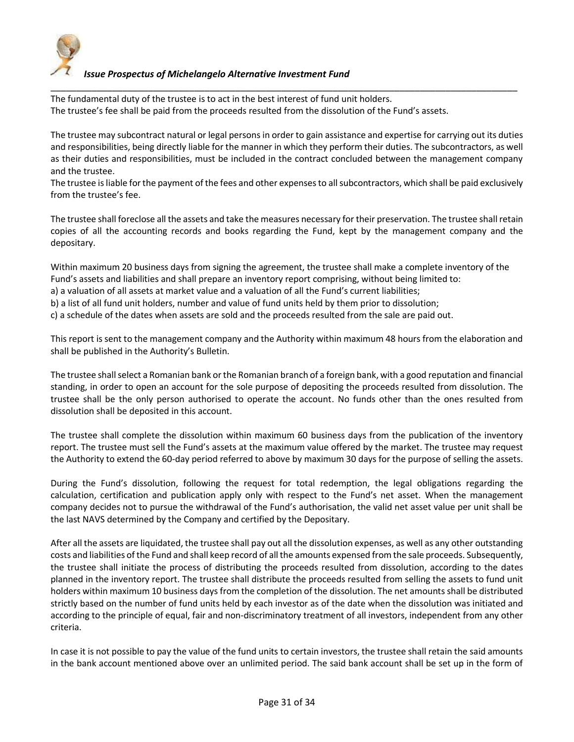The fundamental duty of the trustee is to act in the best interest of fund unit holders.
The trustee's fee shall be paid from the proceeds resulted from the dissolution of the Fund's assets.

The trustee may subcontract natural or legal persons in order to gain assistance and expertise for carrying out its duties and responsibilities, being directly liable for the manner in which they perform their duties. The subcontractors, as well as their duties and responsibilities, must be included in the contract concluded between the management company and the trustee.
The trustee is liable for the payment of the fees and other expenses to all subcontractors, which shall be paid exclusively from the trustee's fee.

The trustee shall foreclose all the assets and take the measures necessary for their preservation. The trustee shall retain copies of all the accounting records and books regarding the Fund, kept by the management company and the depositary.

Within maximum 20 business days from signing the agreement, the trustee shall make a complete inventory of the Fund's assets and liabilities and shall prepare an inventory report comprising, without being limited to:
a) a valuation of all assets at market value and a valuation of all the Fund's current liabilities;
b) a list of all fund unit holders, number and value of fund units held by them prior to dissolution;
c) a schedule of the dates when assets are sold and the proceeds resulted from the sale are paid out.

This report is sent to the management company and the Authority within maximum 48 hours from the elaboration and shall be published in the Authority's Bulletin.

The trustee shall select a Romanian bank or the Romanian branch of a foreign bank, with a good reputation and financial standing, in order to open an account for the sole purpose of depositing the proceeds resulted from dissolution. The trustee shall be the only person authorised to operate the account. No funds other than the ones resulted from dissolution shall be deposited in this account.

The trustee shall complete the dissolution within maximum 60 business days from the publication of the inventory report. The trustee must sell the Fund's assets at the maximum value offered by the market. The trustee may request the Authority to extend the 60-day period referred to above by maximum 30 days for the purpose of selling the assets.

During the Fund's dissolution, following the request for total redemption, the legal obligations regarding the calculation, certification and publication apply only with respect to the Fund's net asset. When the management company decides not to pursue the withdrawal of the Fund's authorisation, the valid net asset value per unit shall be the last NAVS determined by the Company and certified by the Depositary.

After all the assets are liquidated, the trustee shall pay out all the dissolution expenses, as well as any other outstanding costs and liabilities of the Fund and shall keep record of all the amounts expensed from the sale proceeds. Subsequently, the trustee shall initiate the process of distributing the proceeds resulted from dissolution, according to the dates planned in the inventory report. The trustee shall distribute the proceeds resulted from selling the assets to fund unit holders within maximum 10 business days from the completion of the dissolution. The net amounts shall be distributed strictly based on the number of fund units held by each investor as of the date when the dissolution was initiated and according to the principle of equal, fair and non-discriminatory treatment of all investors, independent from any other criteria.

In case it is not possible to pay the value of the fund units to certain investors, the trustee shall retain the said amounts in the bank account mentioned above over an unlimited period. The said bank account shall be set up in the form of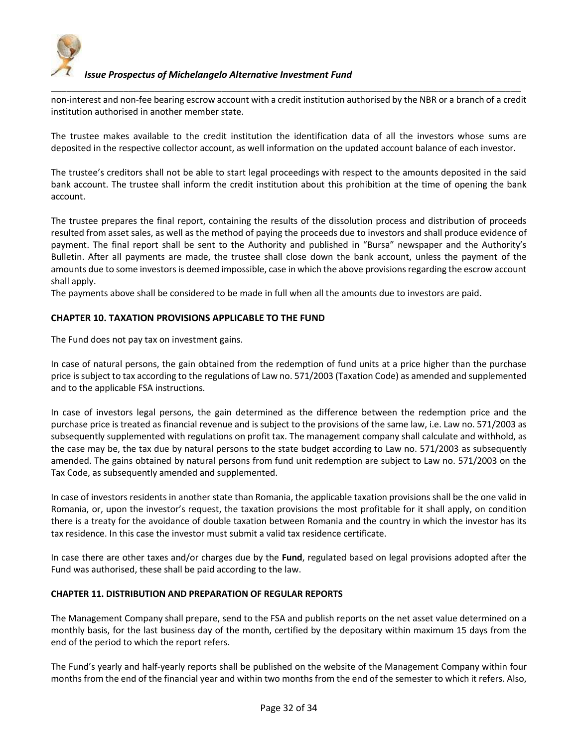non-interest and non-fee bearing escrow account with a credit institution authorised by the NBR or a branch of a credit institution authorised in another member state.

The trustee makes available to the credit institution the identification data of all the investors whose sums are deposited in the respective collector account, as well information on the updated account balance of each investor.

The trustee's creditors shall not be able to start legal proceedings with respect to the amounts deposited in the said bank account. The trustee shall inform the credit institution about this prohibition at the time of opening the bank account.

The trustee prepares the final report, containing the results of the dissolution process and distribution of proceeds resulted from asset sales, as well as the method of paying the proceeds due to investors and shall produce evidence of payment. The final report shall be sent to the Authority and published in "Bursa" newspaper and the Authority's Bulletin. After all payments are made, the trustee shall close down the bank account, unless the payment of the amounts due to some investors is deemed impossible, case in which the above provisions regarding the escrow account shall apply.
The payments above shall be considered to be made in full when all the amounts due to investors are paid.

## CHAPTER 10. TAXATION PROVISIONS APPLICABLE TO THE FUND

The Fund does not pay tax on investment gains.

In case of natural persons, the gain obtained from the redemption of fund units at a price higher than the purchase price is subject to tax according to the regulations of Law no. 571/2003 (Taxation Code) as amended and supplemented and to the applicable FSA instructions.

In case of investors legal persons, the gain determined as the difference between the redemption price and the purchase price is treated as financial revenue and is subject to the provisions of the same law, i.e. Law no. 571/2003 as subsequently supplemented with regulations on profit tax. The management company shall calculate and withhold, as the case may be, the tax due by natural persons to the state budget according to Law no. 571/2003 as subsequently amended. The gains obtained by natural persons from fund unit redemption are subject to Law no. 571/2003 on the Tax Code, as subsequently amended and supplemented.

In case of investors residents in another state than Romania, the applicable taxation provisions shall be the one valid in Romania, or, upon the investor's request, the taxation provisions the most profitable for it shall apply, on condition there is a treaty for the avoidance of double taxation between Romania and the country in which the investor has its tax residence. In this case the investor must submit a valid tax residence certificate.

In case there are other taxes and/or charges due by the **Fund**, regulated based on legal provisions adopted after the Fund was authorised, these shall be paid according to the law.

## CHAPTER 11. DISTRIBUTION AND PREPARATION OF REGULAR REPORTS

The Management Company shall prepare, send to the FSA and publish reports on the net asset value determined on a monthly basis, for the last business day of the month, certified by the depositary within maximum 15 days from the end of the period to which the report refers.

The Fund's yearly and half-yearly reports shall be published on the website of the Management Company within four months from the end of the financial year and within two months from the end of the semester to which it refers. Also,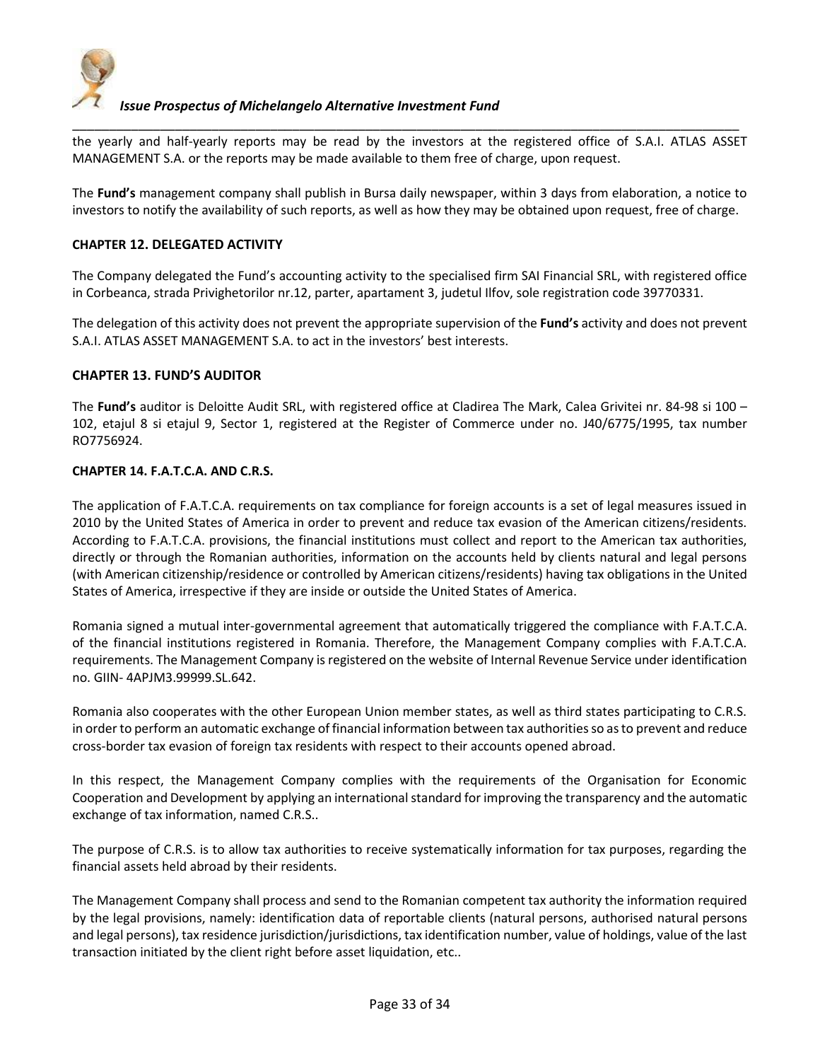the yearly and half-yearly reports may be read by the investors at the registered office of S.A.I. ATLAS ASSET MANAGEMENT S.A. or the reports may be made available to them free of charge, upon request.

The **Fund's** management company shall publish in Bursa daily newspaper, within 3 days from elaboration, a notice to investors to notify the availability of such reports, as well as how they may be obtained upon request, free of charge.

## CHAPTER 12. DELEGATED ACTIVITY

The Company delegated the Fund's accounting activity to the specialised firm SAI Financial SRL, with registered office in Corbeanca, strada Privighetorilor nr.12, parter, apartament 3, judetul Ilfov, sole registration code 39770331.

The delegation of this activity does not prevent the appropriate supervision of the **Fund's** activity and does not prevent S.A.I. ATLAS ASSET MANAGEMENT S.A. to act in the investors' best interests.

## CHAPTER 13. FUND'S AUDITOR

The **Fund's** auditor is Deloitte Audit SRL, with registered office at Cladirea The Mark, Calea Grivitei nr. 84-98 si 100 – 102, etajul 8 si etajul 9, Sector 1, registered at the Register of Commerce under no. J40/6775/1995, tax number RO7756924.

## CHAPTER 14. F.A.T.C.A. AND C.R.S.

The application of F.A.T.C.A. requirements on tax compliance for foreign accounts is a set of legal measures issued in 2010 by the United States of America in order to prevent and reduce tax evasion of the American citizens/residents. According to F.A.T.C.A. provisions, the financial institutions must collect and report to the American tax authorities, directly or through the Romanian authorities, information on the accounts held by clients natural and legal persons (with American citizenship/residence or controlled by American citizens/residents) having tax obligations in the United States of America, irrespective if they are inside or outside the United States of America.

Romania signed a mutual inter-governmental agreement that automatically triggered the compliance with F.A.T.C.A. of the financial institutions registered in Romania. Therefore, the Management Company complies with F.A.T.C.A. requirements. The Management Company is registered on the website of Internal Revenue Service under identification no. GIIN- 4APJM3.99999.SL.642.

Romania also cooperates with the other European Union member states, as well as third states participating to C.R.S. in order to perform an automatic exchange of financial information between tax authorities so as to prevent and reduce cross-border tax evasion of foreign tax residents with respect to their accounts opened abroad.

In this respect, the Management Company complies with the requirements of the Organisation for Economic Cooperation and Development by applying an international standard for improving the transparency and the automatic exchange of tax information, named C.R.S..

The purpose of C.R.S. is to allow tax authorities to receive systematically information for tax purposes, regarding the financial assets held abroad by their residents.

The Management Company shall process and send to the Romanian competent tax authority the information required by the legal provisions, namely: identification data of reportable clients (natural persons, authorised natural persons and legal persons), tax residence jurisdiction/jurisdictions, tax identification number, value of holdings, value of the last transaction initiated by the client right before asset liquidation, etc..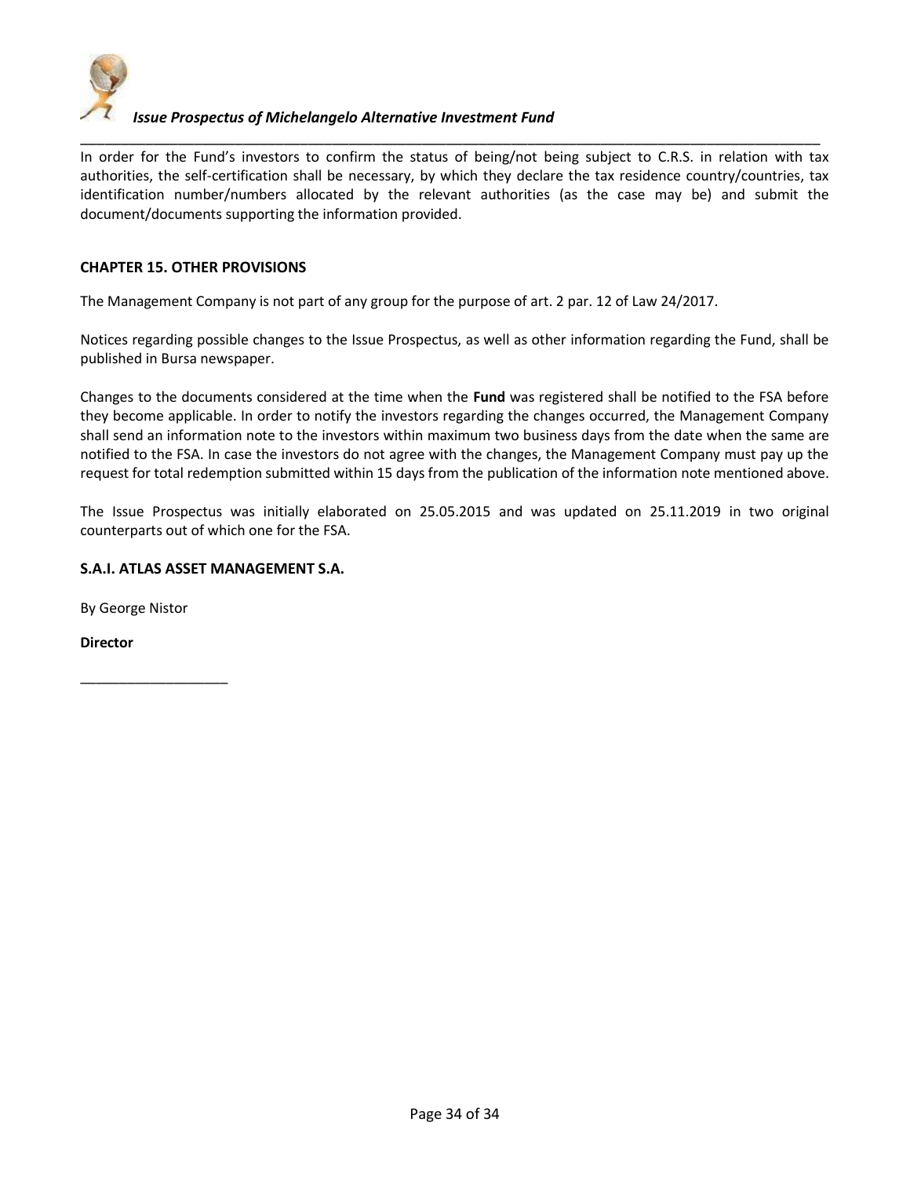In order for the Fund's investors to confirm the status of being/not being subject to C.R.S. in relation with tax authorities, the self-certification shall be necessary, by which they declare the tax residence country/countries, tax identification number/numbers allocated by the relevant authorities (as the case may be) and submit the document/documents supporting the information provided.

## CHAPTER 15. OTHER PROVISIONS

The Management Company is not part of any group for the purpose of art. 2 par. 12 of Law 24/2017.

Notices regarding possible changes to the Issue Prospectus, as well as other information regarding the Fund, shall be published in Bursa newspaper.

Changes to the documents considered at the time when the **Fund** was registered shall be notified to the FSA before they become applicable. In order to notify the investors regarding the changes occurred, the Management Company shall send an information note to the investors within maximum two business days from the date when the same are notified to the FSA. In case the investors do not agree with the changes, the Management Company must pay up the request for total redemption submitted within 15 days from the publication of the information note mentioned above.

The Issue Prospectus was initially elaborated on 25.05.2015 and was updated on 25.11.2019 in two original counterparts out of which one for the FSA.

**S.A.I. ATLAS ASSET MANAGEMENT S.A.**

By George Nistor

**Director**

___________________